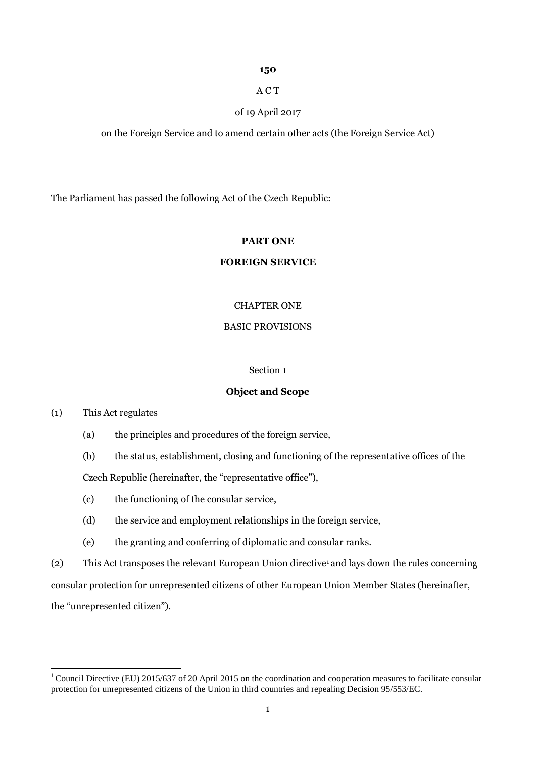**150**

A C T

of 19 April 2017

on the Foreign Service and to amend certain other acts (the Foreign Service Act)

The Parliament has passed the following Act of the Czech Republic:

# PART ONE

# FOREIGN SERVICE

## CHAPTER ONE

## BASIC PROVISIONS

### Section 1

### Object and Scope

(1) This Act regulates

(a) the principles and procedures of the foreign service,

(b) the status, establishment, closing and functioning of the representative offices of the Czech Republic (hereinafter, the "representative office"),

(c) the functioning of the consular service,

(d) the service and employment relationships in the foreign service,

(e) the granting and conferring of diplomatic and consular ranks.

(2) This Act transposes the relevant European Union directive[1] and lays down the rules concerning consular protection for unrepresented citizens of other European Union Member States (hereinafter, the "unrepresented citizen").

[1] Council Directive (EU) 2015/637 of 20 April 2015 on the coordination and cooperation measures to facilitate consular protection for unrepresented citizens of the Union in third countries and repealing Decision 95/553/EC.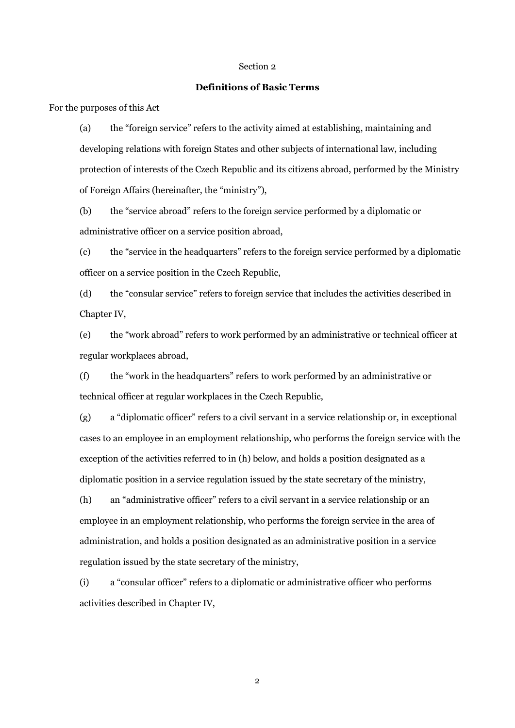Section 2

**Definitions of Basic Terms**

For the purposes of this Act

(a) the "foreign service" refers to the activity aimed at establishing, maintaining and developing relations with foreign States and other subjects of international law, including protection of interests of the Czech Republic and its citizens abroad, performed by the Ministry of Foreign Affairs (hereinafter, the "ministry"),

(b) the "service abroad" refers to the foreign service performed by a diplomatic or administrative officer on a service position abroad,

(c) the "service in the headquarters" refers to the foreign service performed by a diplomatic officer on a service position in the Czech Republic,

(d) the "consular service" refers to foreign service that includes the activities described in Chapter IV,

(e) the "work abroad" refers to work performed by an administrative or technical officer at regular workplaces abroad,

(f) the "work in the headquarters" refers to work performed by an administrative or technical officer at regular workplaces in the Czech Republic,

(g) a "diplomatic officer" refers to a civil servant in a service relationship or, in exceptional cases to an employee in an employment relationship, who performs the foreign service with the exception of the activities referred to in (h) below, and holds a position designated as a diplomatic position in a service regulation issued by the state secretary of the ministry,

(h) an "administrative officer" refers to a civil servant in a service relationship or an employee in an employment relationship, who performs the foreign service in the area of administration, and holds a position designated as an administrative position in a service regulation issued by the state secretary of the ministry,

(i) a "consular officer" refers to a diplomatic or administrative officer who performs activities described in Chapter IV,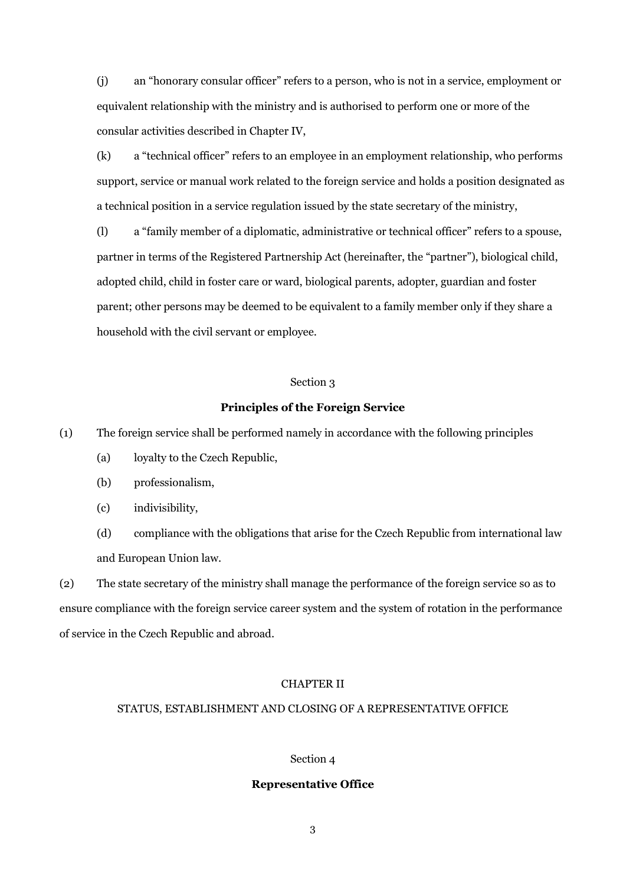(j) an "honorary consular officer" refers to a person, who is not in a service, employment or equivalent relationship with the ministry and is authorised to perform one or more of the consular activities described in Chapter IV,

(k) a "technical officer" refers to an employee in an employment relationship, who performs support, service or manual work related to the foreign service and holds a position designated as a technical position in a service regulation issued by the state secretary of the ministry,

(l) a "family member of a diplomatic, administrative or technical officer" refers to a spouse, partner in terms of the Registered Partnership Act (hereinafter, the "partner"), biological child, adopted child, child in foster care or ward, biological parents, adopter, guardian and foster parent; other persons may be deemed to be equivalent to a family member only if they share a household with the civil servant or employee.

Section 3

**Principles of the Foreign Service**

(1) The foreign service shall be performed namely in accordance with the following principles

(a) loyalty to the Czech Republic,

(b) professionalism,

(c) indivisibility,

(d) compliance with the obligations that arise for the Czech Republic from international law and European Union law.

(2) The state secretary of the ministry shall manage the performance of the foreign service so as to ensure compliance with the foreign service career system and the system of rotation in the performance of service in the Czech Republic and abroad.

## CHAPTER II

## STATUS, ESTABLISHMENT AND CLOSING OF A REPRESENTATIVE OFFICE

Section 4

**Representative Office**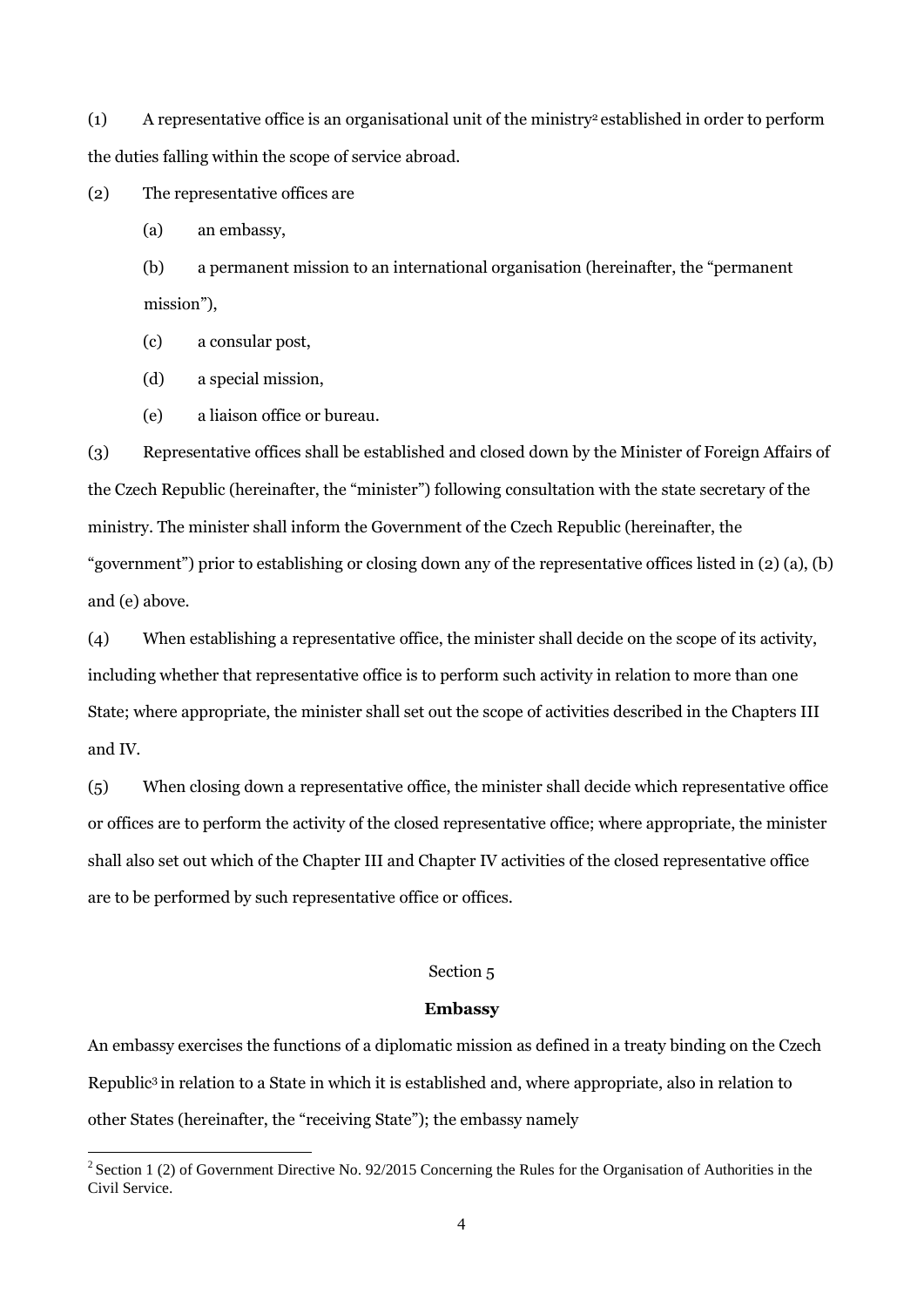(1) A representative office is an organisational unit of the ministry[2] established in order to perform the duties falling within the scope of service abroad.

(2) The representative offices are

(a) an embassy,

(b) a permanent mission to an international organisation (hereinafter, the "permanent mission"),

(c) a consular post,

(d) a special mission,

(e) a liaison office or bureau.

(3) Representative offices shall be established and closed down by the Minister of Foreign Affairs of the Czech Republic (hereinafter, the "minister") following consultation with the state secretary of the ministry. The minister shall inform the Government of the Czech Republic (hereinafter, the "government") prior to establishing or closing down any of the representative offices listed in (2) (a), (b) and (e) above.

(4) When establishing a representative office, the minister shall decide on the scope of its activity, including whether that representative office is to perform such activity in relation to more than one State; where appropriate, the minister shall set out the scope of activities described in the Chapters III and IV.

(5) When closing down a representative office, the minister shall decide which representative office or offices are to perform the activity of the closed representative office; where appropriate, the minister shall also set out which of the Chapter III and Chapter IV activities of the closed representative office are to be performed by such representative office or offices.

Section 5

**Embassy**

An embassy exercises the functions of a diplomatic mission as defined in a treaty binding on the Czech Republic[3] in relation to a State in which it is established and, where appropriate, also in relation to other States (hereinafter, the "receiving State"); the embassy namely

[2] Section 1 (2) of Government Directive No. 92/2015 Concerning the Rules for the Organisation of Authorities in the Civil Service.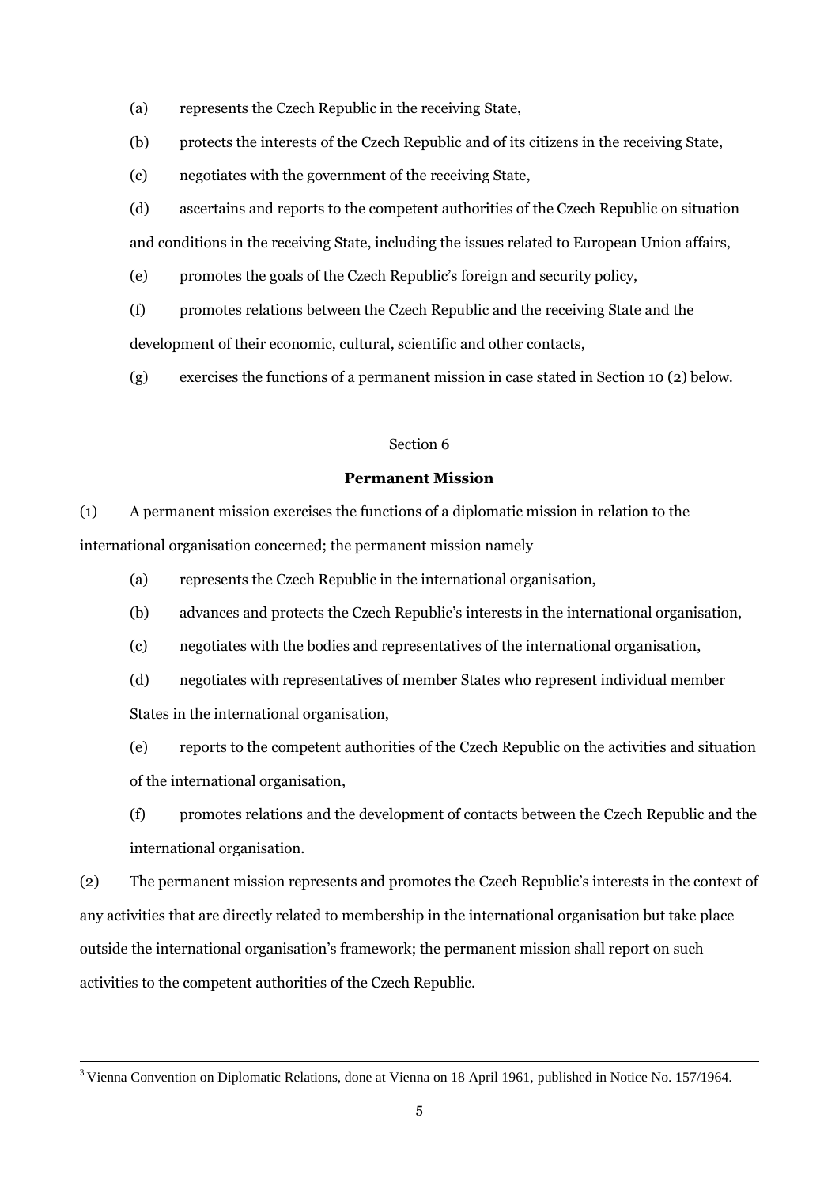(a) represents the Czech Republic in the receiving State,

(b) protects the interests of the Czech Republic and of its citizens in the receiving State,

(c) negotiates with the government of the receiving State,

(d) ascertains and reports to the competent authorities of the Czech Republic on situation and conditions in the receiving State, including the issues related to European Union affairs,

(e) promotes the goals of the Czech Republic's foreign and security policy,

(f) promotes relations between the Czech Republic and the receiving State and the development of their economic, cultural, scientific and other contacts,

(g) exercises the functions of a permanent mission in case stated in Section 10 (2) below.

Section 6

**Permanent Mission**

(1) A permanent mission exercises the functions of a diplomatic mission in relation to the international organisation concerned; the permanent mission namely

(a) represents the Czech Republic in the international organisation,

(b) advances and protects the Czech Republic's interests in the international organisation,

(c) negotiates with the bodies and representatives of the international organisation,

(d) negotiates with representatives of member States who represent individual member States in the international organisation,

(e) reports to the competent authorities of the Czech Republic on the activities and situation of the international organisation,

(f) promotes relations and the development of contacts between the Czech Republic and the international organisation.

(2) The permanent mission represents and promotes the Czech Republic's interests in the context of any activities that are directly related to membership in the international organisation but take place outside the international organisation's framework; the permanent mission shall report on such activities to the competent authorities of the Czech Republic.

---

[3] Vienna Convention on Diplomatic Relations, done at Vienna on 18 April 1961, published in Notice No. 157/1964.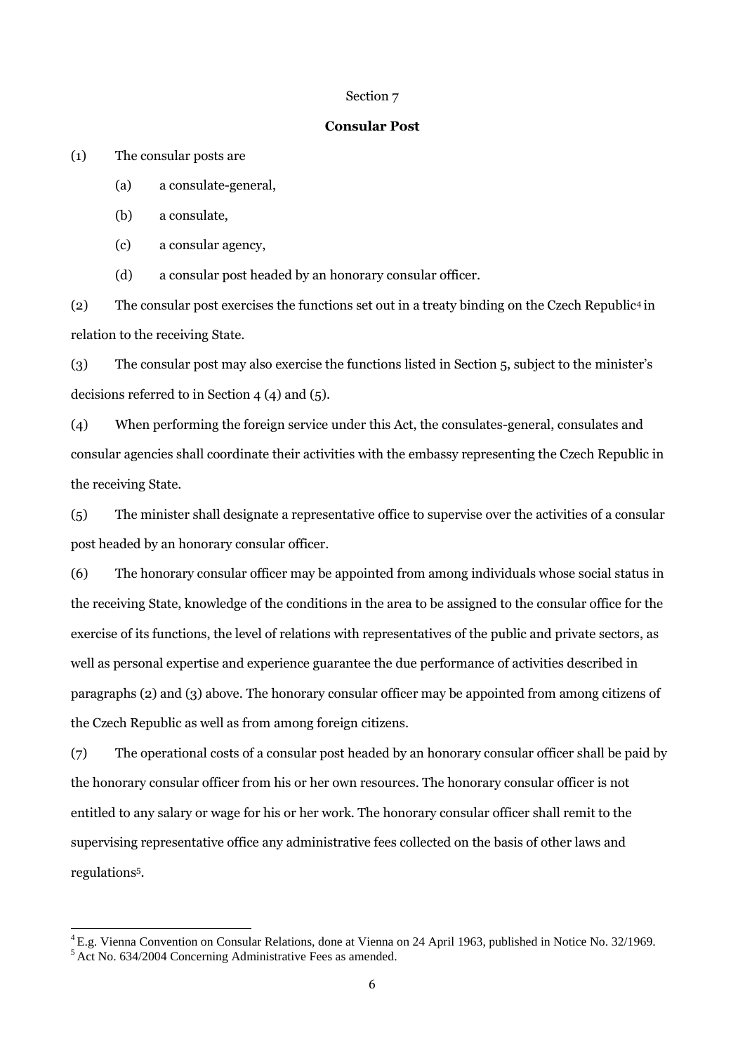Section 7

**Consular Post**

(1) The consular posts are

(a) a consulate-general,

(b) a consulate,

(c) a consular agency,

(d) a consular post headed by an honorary consular officer.

(2) The consular post exercises the functions set out in a treaty binding on the Czech Republic[4] in relation to the receiving State.

(3) The consular post may also exercise the functions listed in Section 5, subject to the minister's decisions referred to in Section 4 (4) and (5).

(4) When performing the foreign service under this Act, the consulates-general, consulates and consular agencies shall coordinate their activities with the embassy representing the Czech Republic in the receiving State.

(5) The minister shall designate a representative office to supervise over the activities of a consular post headed by an honorary consular officer.

(6) The honorary consular officer may be appointed from among individuals whose social status in the receiving State, knowledge of the conditions in the area to be assigned to the consular office for the exercise of its functions, the level of relations with representatives of the public and private sectors, as well as personal expertise and experience guarantee the due performance of activities described in paragraphs (2) and (3) above. The honorary consular officer may be appointed from among citizens of the Czech Republic as well as from among foreign citizens.

(7) The operational costs of a consular post headed by an honorary consular officer shall be paid by the honorary consular officer from his or her own resources. The honorary consular officer is not entitled to any salary or wage for his or her work. The honorary consular officer shall remit to the supervising representative office any administrative fees collected on the basis of other laws and regulations[5].

---

[4] E.g. Vienna Convention on Consular Relations, done at Vienna on 24 April 1963, published in Notice No. 32/1969.

[5] Act No. 634/2004 Concerning Administrative Fees as amended.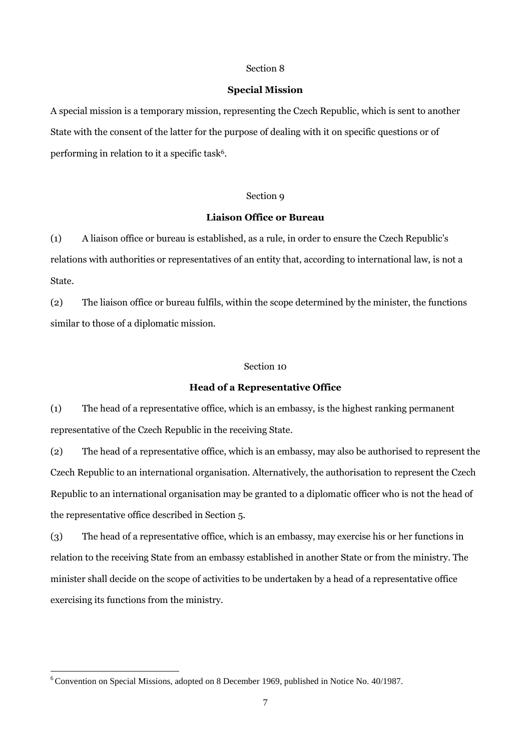Section 8

**Special Mission**

A special mission is a temporary mission, representing the Czech Republic, which is sent to another State with the consent of the latter for the purpose of dealing with it on specific questions or of performing in relation to it a specific task[6].

Section 9

**Liaison Office or Bureau**

(1) A liaison office or bureau is established, as a rule, in order to ensure the Czech Republic's relations with authorities or representatives of an entity that, according to international law, is not a State.

(2) The liaison office or bureau fulfils, within the scope determined by the minister, the functions similar to those of a diplomatic mission.

Section 10

**Head of a Representative Office**

(1) The head of a representative office, which is an embassy, is the highest ranking permanent representative of the Czech Republic in the receiving State.

(2) The head of a representative office, which is an embassy, may also be authorised to represent the Czech Republic to an international organisation. Alternatively, the authorisation to represent the Czech Republic to an international organisation may be granted to a diplomatic officer who is not the head of the representative office described in Section 5.

(3) The head of a representative office, which is an embassy, may exercise his or her functions in relation to the receiving State from an embassy established in another State or from the ministry. The minister shall decide on the scope of activities to be undertaken by a head of a representative office exercising its functions from the ministry.

---

[6] Convention on Special Missions, adopted on 8 December 1969, published in Notice No. 40/1987.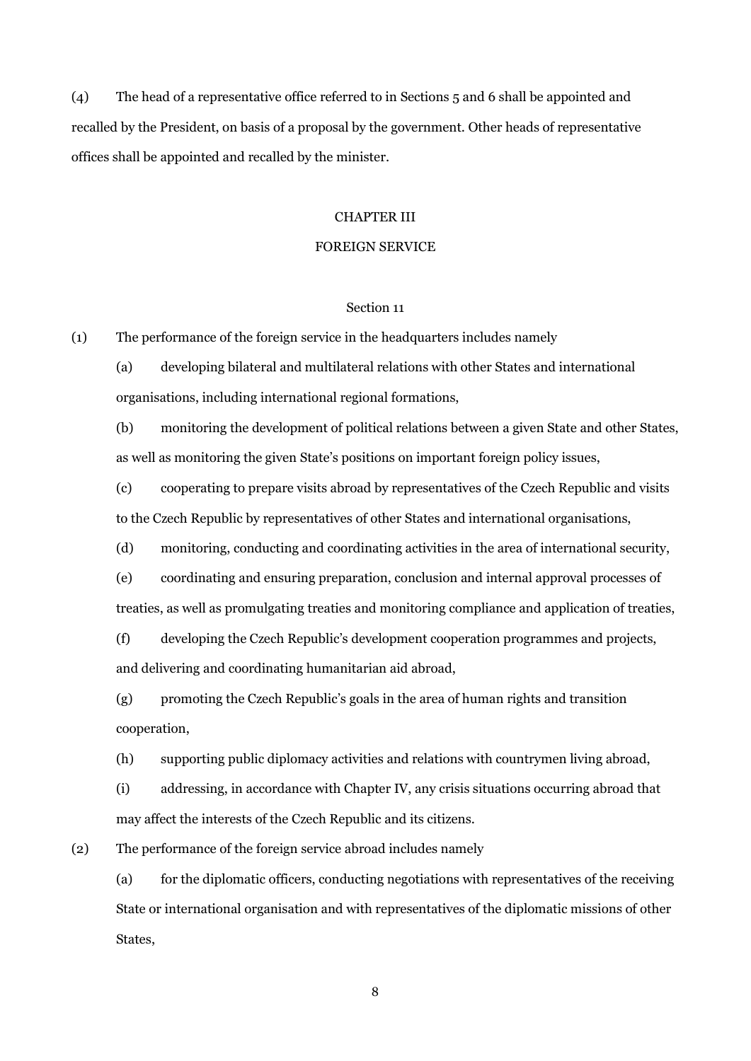(4) The head of a representative office referred to in Sections 5 and 6 shall be appointed and recalled by the President, on basis of a proposal by the government. Other heads of representative offices shall be appointed and recalled by the minister.

## CHAPTER III

## FOREIGN SERVICE

### Section 11

(1) The performance of the foreign service in the headquarters includes namely

(a) developing bilateral and multilateral relations with other States and international organisations, including international regional formations,

(b) monitoring the development of political relations between a given State and other States, as well as monitoring the given State's positions on important foreign policy issues,

(c) cooperating to prepare visits abroad by representatives of the Czech Republic and visits to the Czech Republic by representatives of other States and international organisations,

(d) monitoring, conducting and coordinating activities in the area of international security,

(e) coordinating and ensuring preparation, conclusion and internal approval processes of treaties, as well as promulgating treaties and monitoring compliance and application of treaties,

(f) developing the Czech Republic's development cooperation programmes and projects, and delivering and coordinating humanitarian aid abroad,

(g) promoting the Czech Republic's goals in the area of human rights and transition cooperation,

(h) supporting public diplomacy activities and relations with countrymen living abroad,

(i) addressing, in accordance with Chapter IV, any crisis situations occurring abroad that may affect the interests of the Czech Republic and its citizens.

(2) The performance of the foreign service abroad includes namely

(a) for the diplomatic officers, conducting negotiations with representatives of the receiving State or international organisation and with representatives of the diplomatic missions of other States,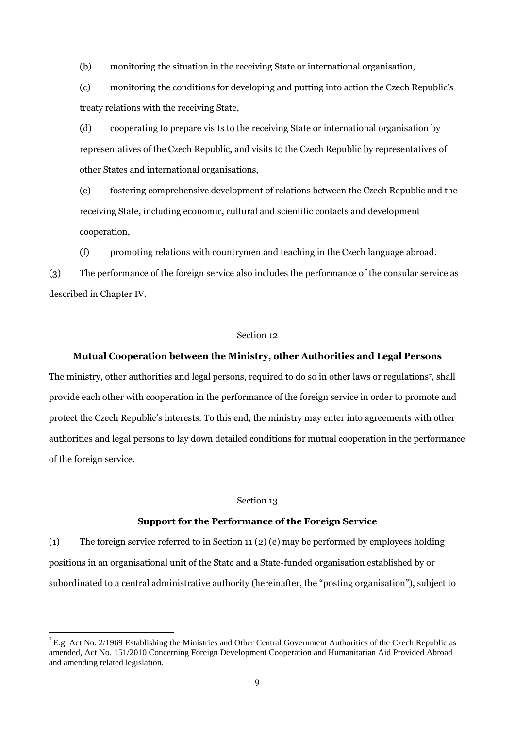(b) monitoring the situation in the receiving State or international organisation,

(c) monitoring the conditions for developing and putting into action the Czech Republic's treaty relations with the receiving State,

(d) cooperating to prepare visits to the receiving State or international organisation by representatives of the Czech Republic, and visits to the Czech Republic by representatives of other States and international organisations,

(e) fostering comprehensive development of relations between the Czech Republic and the receiving State, including economic, cultural and scientific contacts and development cooperation,

(f) promoting relations with countrymen and teaching in the Czech language abroad.

(3) The performance of the foreign service also includes the performance of the consular service as described in Chapter IV.

Section 12

**Mutual Cooperation between the Ministry, other Authorities and Legal Persons**

The ministry, other authorities and legal persons, required to do so in other laws or regulations[7], shall provide each other with cooperation in the performance of the foreign service in order to promote and protect the Czech Republic's interests. To this end, the ministry may enter into agreements with other authorities and legal persons to lay down detailed conditions for mutual cooperation in the performance of the foreign service.

Section 13

**Support for the Performance of the Foreign Service**

(1) The foreign service referred to in Section 11 (2) (e) may be performed by employees holding positions in an organisational unit of the State and a State-funded organisation established by or subordinated to a central administrative authority (hereinafter, the "posting organisation"), subject to

---

[7] E.g. Act No. 2/1969 Establishing the Ministries and Other Central Government Authorities of the Czech Republic as amended, Act No. 151/2010 Concerning Foreign Development Cooperation and Humanitarian Aid Provided Abroad and amending related legislation.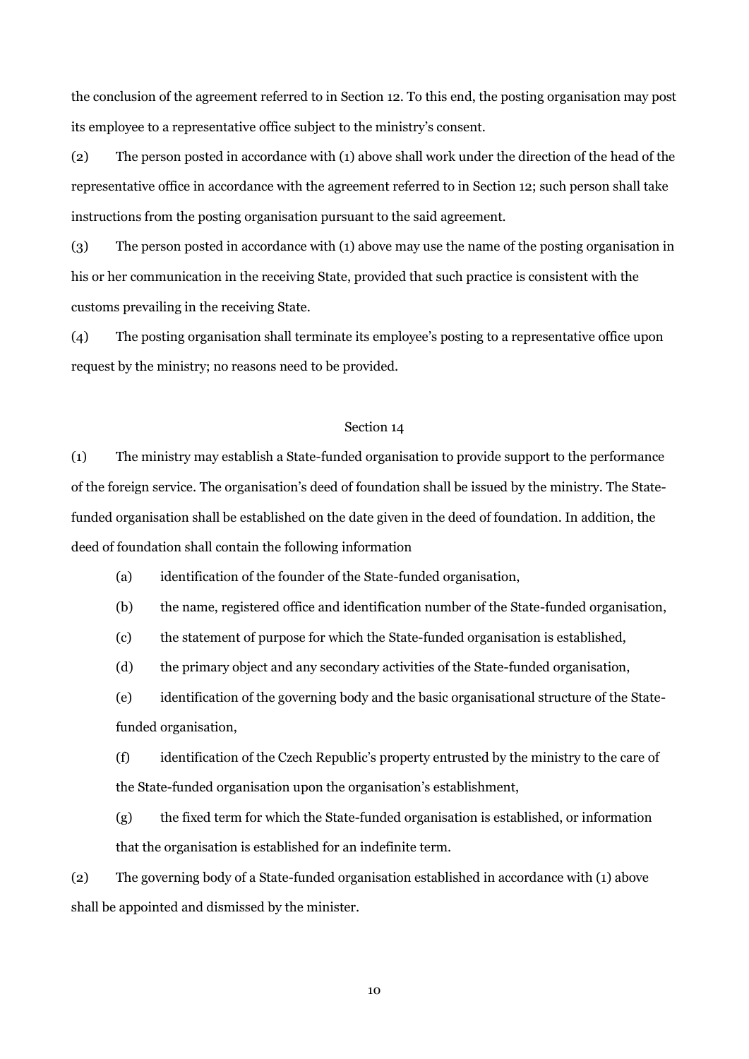the conclusion of the agreement referred to in Section 12. To this end, the posting organisation may post its employee to a representative office subject to the ministry's consent.

(2) The person posted in accordance with (1) above shall work under the direction of the head of the representative office in accordance with the agreement referred to in Section 12; such person shall take instructions from the posting organisation pursuant to the said agreement.

(3) The person posted in accordance with (1) above may use the name of the posting organisation in his or her communication in the receiving State, provided that such practice is consistent with the customs prevailing in the receiving State.

(4) The posting organisation shall terminate its employee's posting to a representative office upon request by the ministry; no reasons need to be provided.

Section 14

(1) The ministry may establish a State-funded organisation to provide support to the performance of the foreign service. The organisation's deed of foundation shall be issued by the ministry. The State-funded organisation shall be established on the date given in the deed of foundation. In addition, the deed of foundation shall contain the following information

(a) identification of the founder of the State-funded organisation,

(b) the name, registered office and identification number of the State-funded organisation,

(c) the statement of purpose for which the State-funded organisation is established,

(d) the primary object and any secondary activities of the State-funded organisation,

(e) identification of the governing body and the basic organisational structure of the State-funded organisation,

(f) identification of the Czech Republic's property entrusted by the ministry to the care of the State-funded organisation upon the organisation's establishment,

(g) the fixed term for which the State-funded organisation is established, or information that the organisation is established for an indefinite term.

(2) The governing body of a State-funded organisation established in accordance with (1) above shall be appointed and dismissed by the minister.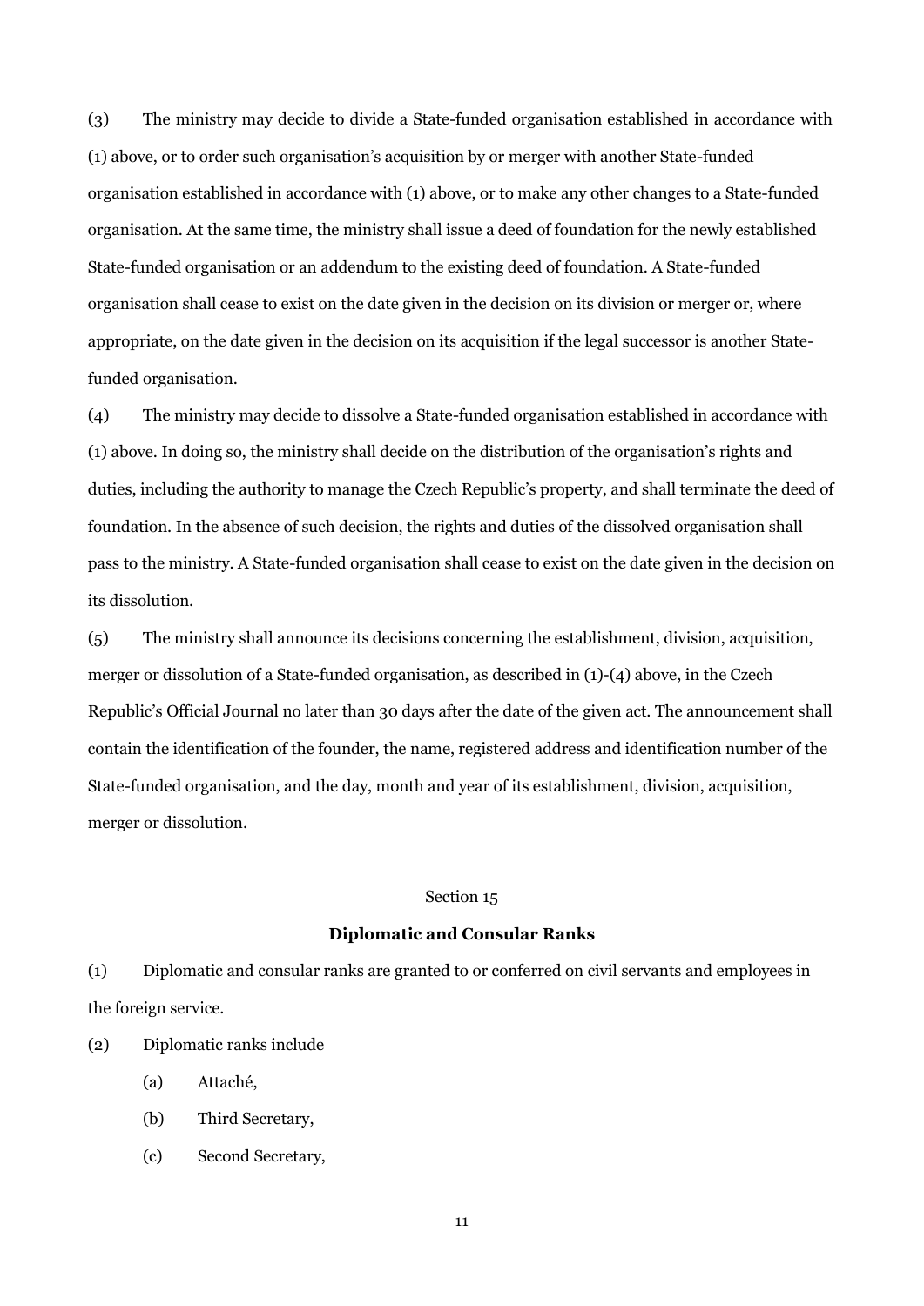(3) The ministry may decide to divide a State-funded organisation established in accordance with (1) above, or to order such organisation's acquisition by or merger with another State-funded organisation established in accordance with (1) above, or to make any other changes to a State-funded organisation. At the same time, the ministry shall issue a deed of foundation for the newly established State-funded organisation or an addendum to the existing deed of foundation. A State-funded organisation shall cease to exist on the date given in the decision on its division or merger or, where appropriate, on the date given in the decision on its acquisition if the legal successor is another State-funded organisation.

(4) The ministry may decide to dissolve a State-funded organisation established in accordance with (1) above. In doing so, the ministry shall decide on the distribution of the organisation's rights and duties, including the authority to manage the Czech Republic's property, and shall terminate the deed of foundation. In the absence of such decision, the rights and duties of the dissolved organisation shall pass to the ministry. A State-funded organisation shall cease to exist on the date given in the decision on its dissolution.

(5) The ministry shall announce its decisions concerning the establishment, division, acquisition, merger or dissolution of a State-funded organisation, as described in (1)-(4) above, in the Czech Republic's Official Journal no later than 30 days after the date of the given act. The announcement shall contain the identification of the founder, the name, registered address and identification number of the State-funded organisation, and the day, month and year of its establishment, division, acquisition, merger or dissolution.

Section 15

**Diplomatic and Consular Ranks**

(1) Diplomatic and consular ranks are granted to or conferred on civil servants and employees in the foreign service.

(2) Diplomatic ranks include

(a) Attaché,

(b) Third Secretary,

(c) Second Secretary,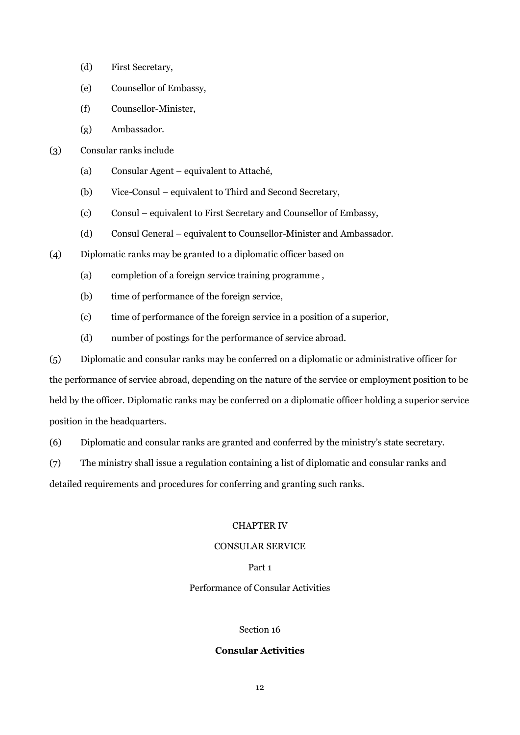(d) First Secretary,

(e) Counsellor of Embassy,

(f) Counsellor-Minister,

(g) Ambassador.

(3) Consular ranks include

(a) Consular Agent – equivalent to Attaché,

(b) Vice-Consul – equivalent to Third and Second Secretary,

(c) Consul – equivalent to First Secretary and Counsellor of Embassy,

(d) Consul General – equivalent to Counsellor-Minister and Ambassador.

(4) Diplomatic ranks may be granted to a diplomatic officer based on

(a) completion of a foreign service training programme ,

(b) time of performance of the foreign service,

(c) time of performance of the foreign service in a position of a superior,

(d) number of postings for the performance of service abroad.

(5) Diplomatic and consular ranks may be conferred on a diplomatic or administrative officer for the performance of service abroad, depending on the nature of the service or employment position to be held by the officer. Diplomatic ranks may be conferred on a diplomatic officer holding a superior service position in the headquarters.

(6) Diplomatic and consular ranks are granted and conferred by the ministry's state secretary.

(7) The ministry shall issue a regulation containing a list of diplomatic and consular ranks and detailed requirements and procedures for conferring and granting such ranks.

## CHAPTER IV

## CONSULAR SERVICE

### Part 1

### Performance of Consular Activities

#### Section 16

#### **Consular Activities**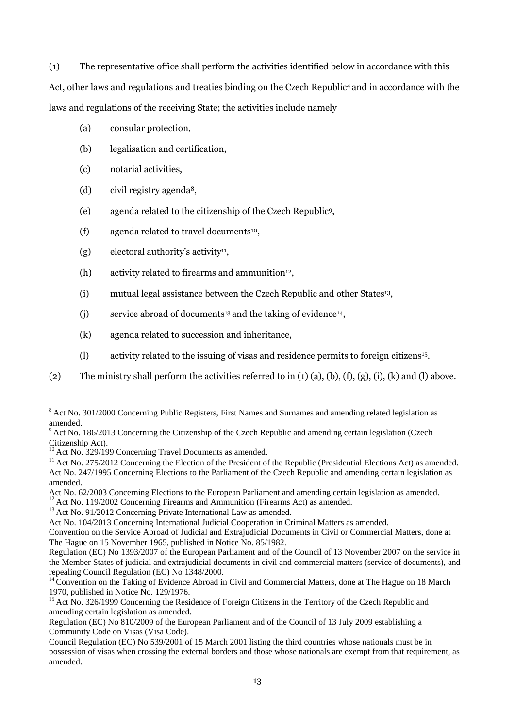(1) The representative office shall perform the activities identified below in accordance with this Act, other laws and regulations and treaties binding on the Czech Republic[4] and in accordance with the laws and regulations of the receiving State; the activities include namely

(a) consular protection,

(b) legalisation and certification,

(c) notarial activities,

(d) civil registry agenda[8],

(e) agenda related to the citizenship of the Czech Republic[9],

(f) agenda related to travel documents[10],

(g) electoral authority's activity[11],

(h) activity related to firearms and ammunition[12],

(i) mutual legal assistance between the Czech Republic and other States[13],

(j) service abroad of documents[13] and the taking of evidence[14],

(k) agenda related to succession and inheritance,

(l) activity related to the issuing of visas and residence permits to foreign citizens[15].

(2) The ministry shall perform the activities referred to in (1) (a), (b), (f), (g), (i), (k) and (l) above.

---

[8] Act No. 301/2000 Concerning Public Registers, First Names and Surnames and amending related legislation as amended.

[9] Act No. 186/2013 Concerning the Citizenship of the Czech Republic and amending certain legislation (Czech Citizenship Act).

[10] Act No. 329/199 Concerning Travel Documents as amended.

[11] Act No. 275/2012 Concerning the Election of the President of the Republic (Presidential Elections Act) as amended.
Act No. 247/1995 Concerning Elections to the Parliament of the Czech Republic and amending certain legislation as amended.
Act No. 62/2003 Concerning Elections to the European Parliament and amending certain legislation as amended.

[12] Act No. 119/2002 Concerning Firearms and Ammunition (Firearms Act) as amended.

[13] Act No. 91/2012 Concerning Private International Law as amended.
Act No. 104/2013 Concerning International Judicial Cooperation in Criminal Matters as amended.
Convention on the Service Abroad of Judicial and Extrajudicial Documents in Civil or Commercial Matters, done at The Hague on 15 November 1965, published in Notice No. 85/1982.
Regulation (EC) No 1393/2007 of the European Parliament and of the Council of 13 November 2007 on the service in the Member States of judicial and extrajudicial documents in civil and commercial matters (service of documents), and repealing Council Regulation (EC) No 1348/2000.

[14] Convention on the Taking of Evidence Abroad in Civil and Commercial Matters, done at The Hague on 18 March 1970, published in Notice No. 129/1976.

[15] Act No. 326/1999 Concerning the Residence of Foreign Citizens in the Territory of the Czech Republic and amending certain legislation as amended.
Regulation (EC) No 810/2009 of the European Parliament and of the Council of 13 July 2009 establishing a Community Code on Visas (Visa Code).
Council Regulation (EC) No 539/2001 of 15 March 2001 listing the third countries whose nationals must be in possession of visas when crossing the external borders and those whose nationals are exempt from that requirement, as amended.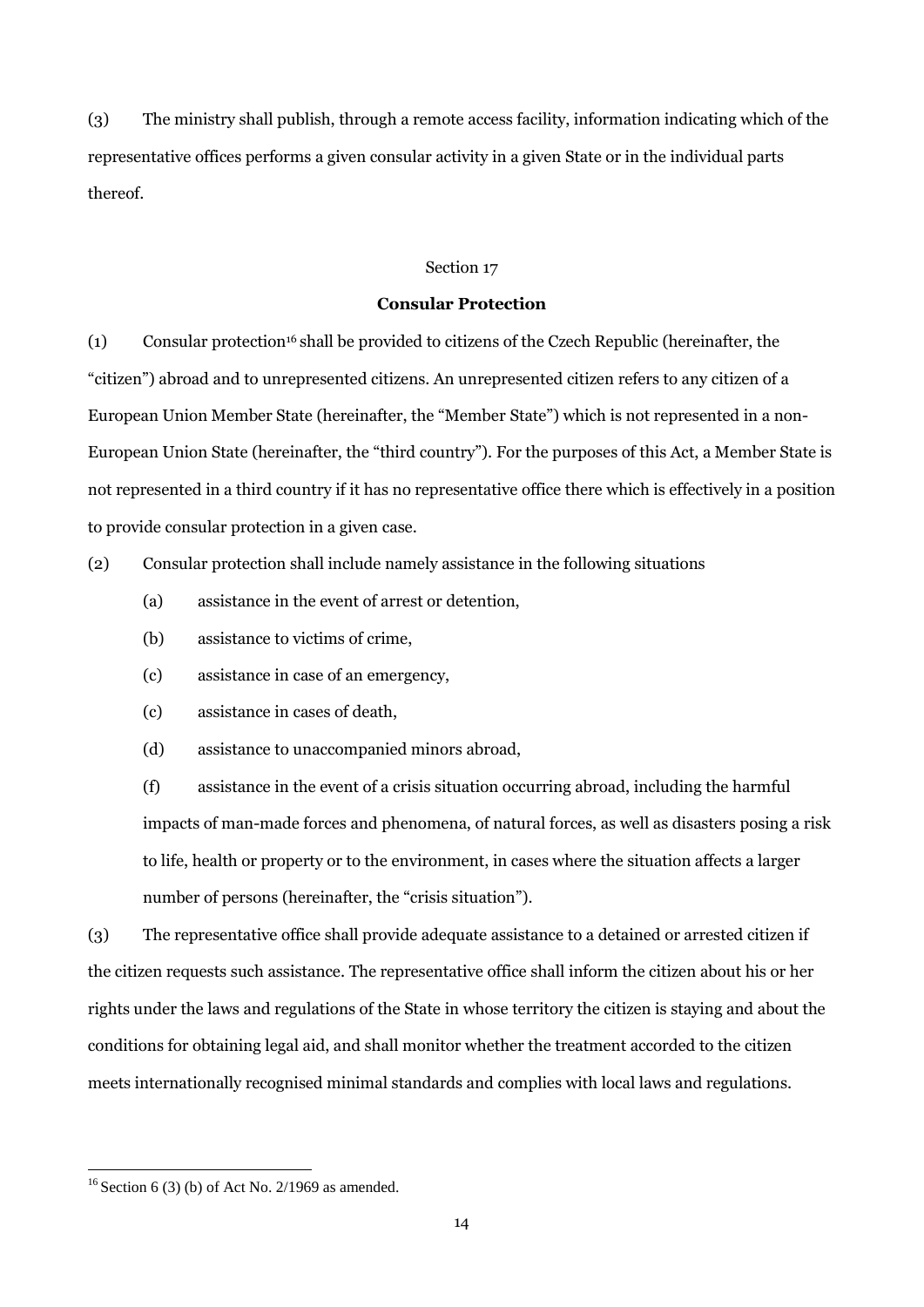(3) The ministry shall publish, through a remote access facility, information indicating which of the representative offices performs a given consular activity in a given State or in the individual parts thereof.

Section 17

**Consular Protection**

(1) Consular protection[16] shall be provided to citizens of the Czech Republic (hereinafter, the "citizen") abroad and to unrepresented citizens. An unrepresented citizen refers to any citizen of a European Union Member State (hereinafter, the "Member State") which is not represented in a non-European Union State (hereinafter, the "third country"). For the purposes of this Act, a Member State is not represented in a third country if it has no representative office there which is effectively in a position to provide consular protection in a given case.

(2) Consular protection shall include namely assistance in the following situations

(a) assistance in the event of arrest or detention,

(b) assistance to victims of crime,

(c) assistance in case of an emergency,

(c) assistance in cases of death,

(d) assistance to unaccompanied minors abroad,

(f) assistance in the event of a crisis situation occurring abroad, including the harmful impacts of man-made forces and phenomena, of natural forces, as well as disasters posing a risk to life, health or property or to the environment, in cases where the situation affects a larger number of persons (hereinafter, the "crisis situation").

(3) The representative office shall provide adequate assistance to a detained or arrested citizen if the citizen requests such assistance. The representative office shall inform the citizen about his or her rights under the laws and regulations of the State in whose territory the citizen is staying and about the conditions for obtaining legal aid, and shall monitor whether the treatment accorded to the citizen meets internationally recognised minimal standards and complies with local laws and regulations.

[16] Section 6 (3) (b) of Act No. 2/1969 as amended.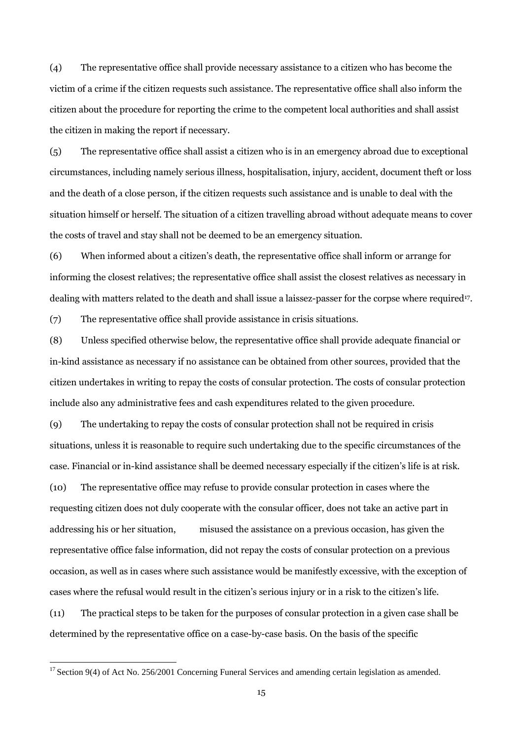(4) The representative office shall provide necessary assistance to a citizen who has become the victim of a crime if the citizen requests such assistance. The representative office shall also inform the citizen about the procedure for reporting the crime to the competent local authorities and shall assist the citizen in making the report if necessary.

(5) The representative office shall assist a citizen who is in an emergency abroad due to exceptional circumstances, including namely serious illness, hospitalisation, injury, accident, document theft or loss and the death of a close person, if the citizen requests such assistance and is unable to deal with the situation himself or herself. The situation of a citizen travelling abroad without adequate means to cover the costs of travel and stay shall not be deemed to be an emergency situation.

(6) When informed about a citizen's death, the representative office shall inform or arrange for informing the closest relatives; the representative office shall assist the closest relatives as necessary in dealing with matters related to the death and shall issue a laissez-passer for the corpse where required[17].

(7) The representative office shall provide assistance in crisis situations.

(8) Unless specified otherwise below, the representative office shall provide adequate financial or in-kind assistance as necessary if no assistance can be obtained from other sources, provided that the citizen undertakes in writing to repay the costs of consular protection. The costs of consular protection include also any administrative fees and cash expenditures related to the given procedure.

(9) The undertaking to repay the costs of consular protection shall not be required in crisis situations, unless it is reasonable to require such undertaking due to the specific circumstances of the case. Financial or in-kind assistance shall be deemed necessary especially if the citizen's life is at risk.

(10) The representative office may refuse to provide consular protection in cases where the requesting citizen does not duly cooperate with the consular officer, does not take an active part in addressing his or her situation, misused the assistance on a previous occasion, has given the representative office false information, did not repay the costs of consular protection on a previous occasion, as well as in cases where such assistance would be manifestly excessive, with the exception of cases where the refusal would result in the citizen's serious injury or in a risk to the citizen's life.

(11) The practical steps to be taken for the purposes of consular protection in a given case shall be determined by the representative office on a case-by-case basis. On the basis of the specific

---

[17] Section 9(4) of Act No. 256/2001 Concerning Funeral Services and amending certain legislation as amended.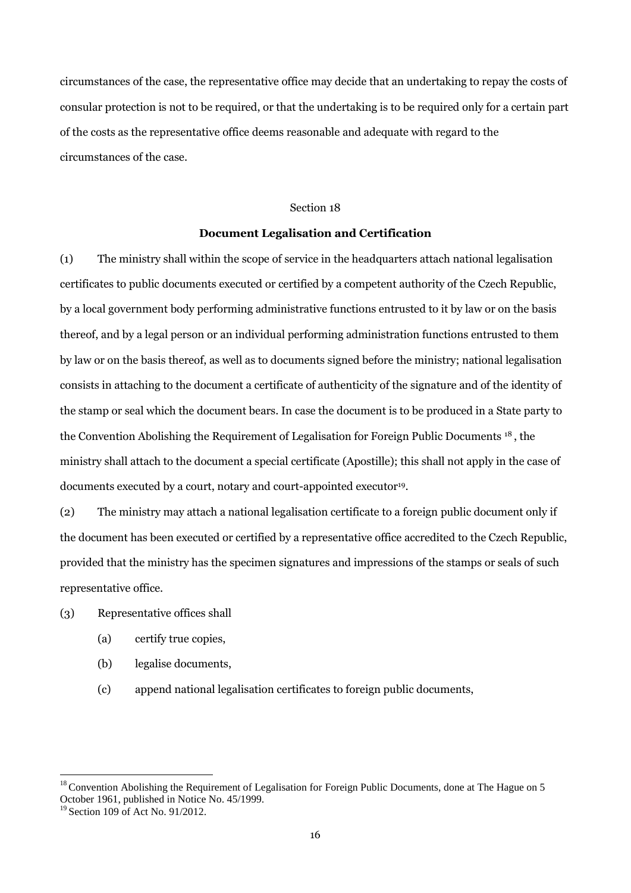circumstances of the case, the representative office may decide that an undertaking to repay the costs of consular protection is not to be required, or that the undertaking is to be required only for a certain part of the costs as the representative office deems reasonable and adequate with regard to the circumstances of the case.

Section 18

**Document Legalisation and Certification**

(1) The ministry shall within the scope of service in the headquarters attach national legalisation certificates to public documents executed or certified by a competent authority of the Czech Republic, by a local government body performing administrative functions entrusted to it by law or on the basis thereof, and by a legal person or an individual performing administration functions entrusted to them by law or on the basis thereof, as well as to documents signed before the ministry; national legalisation consists in attaching to the document a certificate of authenticity of the signature and of the identity of the stamp or seal which the document bears. In case the document is to be produced in a State party to the Convention Abolishing the Requirement of Legalisation for Foreign Public Documents [18], the ministry shall attach to the document a special certificate (Apostille); this shall not apply in the case of documents executed by a court, notary and court-appointed executor[19].

(2) The ministry may attach a national legalisation certificate to a foreign public document only if the document has been executed or certified by a representative office accredited to the Czech Republic, provided that the ministry has the specimen signatures and impressions of the stamps or seals of such representative office.

(3) Representative offices shall

(a) certify true copies,

(b) legalise documents,

(c) append national legalisation certificates to foreign public documents,

---

[18] Convention Abolishing the Requirement of Legalisation for Foreign Public Documents, done at The Hague on 5 October 1961, published in Notice No. 45/1999.

[19] Section 109 of Act No. 91/2012.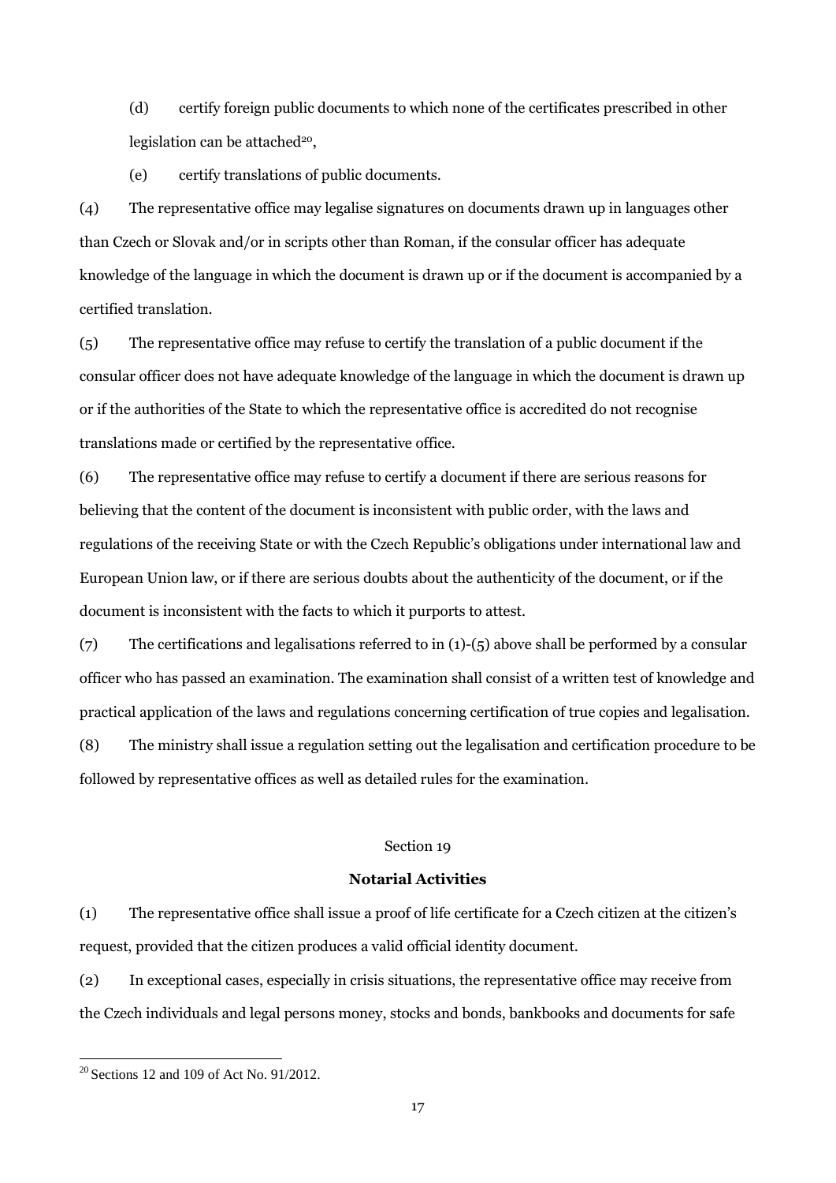(d) certify foreign public documents to which none of the certificates prescribed in other legislation can be attached[20],

(e) certify translations of public documents.

(4) The representative office may legalise signatures on documents drawn up in languages other than Czech or Slovak and/or in scripts other than Roman, if the consular officer has adequate knowledge of the language in which the document is drawn up or if the document is accompanied by a certified translation.

(5) The representative office may refuse to certify the translation of a public document if the consular officer does not have adequate knowledge of the language in which the document is drawn up or if the authorities of the State to which the representative office is accredited do not recognise translations made or certified by the representative office.

(6) The representative office may refuse to certify a document if there are serious reasons for believing that the content of the document is inconsistent with public order, with the laws and regulations of the receiving State or with the Czech Republic's obligations under international law and European Union law, or if there are serious doubts about the authenticity of the document, or if the document is inconsistent with the facts to which it purports to attest.

(7) The certifications and legalisations referred to in (1)-(5) above shall be performed by a consular officer who has passed an examination. The examination shall consist of a written test of knowledge and practical application of the laws and regulations concerning certification of true copies and legalisation.

(8) The ministry shall issue a regulation setting out the legalisation and certification procedure to be followed by representative offices as well as detailed rules for the examination.

Section 19

**Notarial Activities**

(1) The representative office shall issue a proof of life certificate for a Czech citizen at the citizen's request, provided that the citizen produces a valid official identity document.

(2) In exceptional cases, especially in crisis situations, the representative office may receive from the Czech individuals and legal persons money, stocks and bonds, bankbooks and documents for safe

[20] Sections 12 and 109 of Act No. 91/2012.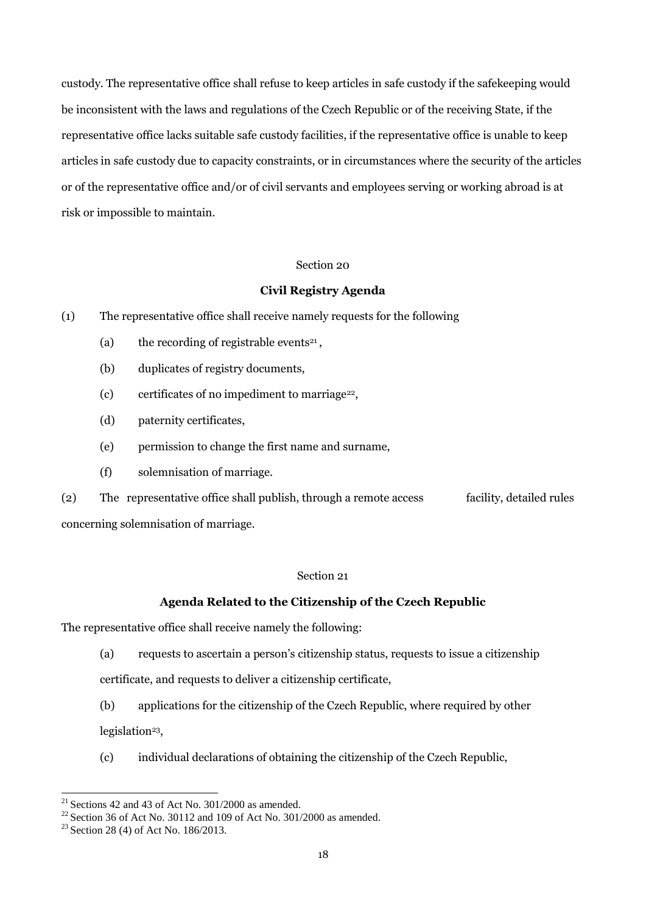custody. The representative office shall refuse to keep articles in safe custody if the safekeeping would be inconsistent with the laws and regulations of the Czech Republic or of the receiving State, if the representative office lacks suitable safe custody facilities, if the representative office is unable to keep articles in safe custody due to capacity constraints, or in circumstances where the security of the articles or of the representative office and/or of civil servants and employees serving or working abroad is at risk or impossible to maintain.

Section 20

**Civil Registry Agenda**

(1) The representative office shall receive namely requests for the following

(a) the recording of registrable events[21],

(b) duplicates of registry documents,

(c) certificates of no impediment to marriage[22],

(d) paternity certificates,

(e) permission to change the first name and surname,

(f) solemnisation of marriage.

(2) The representative office shall publish, through a remote access facility, detailed rules concerning solemnisation of marriage.

Section 21

**Agenda Related to the Citizenship of the Czech Republic**

The representative office shall receive namely the following:

(a) requests to ascertain a person's citizenship status, requests to issue a citizenship certificate, and requests to deliver a citizenship certificate,

(b) applications for the citizenship of the Czech Republic, where required by other legislation[23],

(c) individual declarations of obtaining the citizenship of the Czech Republic,

---

[21] Sections 42 and 43 of Act No. 301/2000 as amended.

[22] Section 36 of Act No. 30112 and 109 of Act No. 301/2000 as amended.

[23] Section 28 (4) of Act No. 186/2013.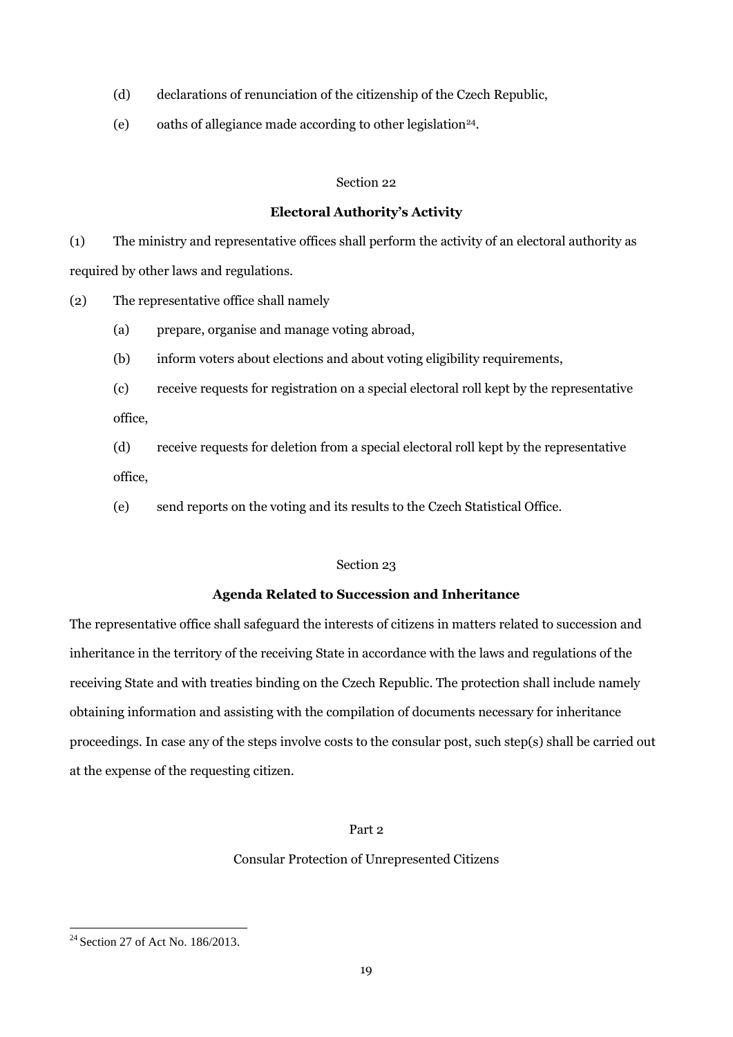(d) declarations of renunciation of the citizenship of the Czech Republic,

(e) oaths of allegiance made according to other legislation[24].

Section 22

**Electoral Authority's Activity**

(1) The ministry and representative offices shall perform the activity of an electoral authority as required by other laws and regulations.

(2) The representative office shall namely

(a) prepare, organise and manage voting abroad,

(b) inform voters about elections and about voting eligibility requirements,

(c) receive requests for registration on a special electoral roll kept by the representative office,

(d) receive requests for deletion from a special electoral roll kept by the representative office,

(e) send reports on the voting and its results to the Czech Statistical Office.

Section 23

**Agenda Related to Succession and Inheritance**

The representative office shall safeguard the interests of citizens in matters related to succession and inheritance in the territory of the receiving State in accordance with the laws and regulations of the receiving State and with treaties binding on the Czech Republic. The protection shall include namely obtaining information and assisting with the compilation of documents necessary for inheritance proceedings. In case any of the steps involve costs to the consular post, such step(s) shall be carried out at the expense of the requesting citizen.

Part 2

Consular Protection of Unrepresented Citizens

---

[24] Section 27 of Act No. 186/2013.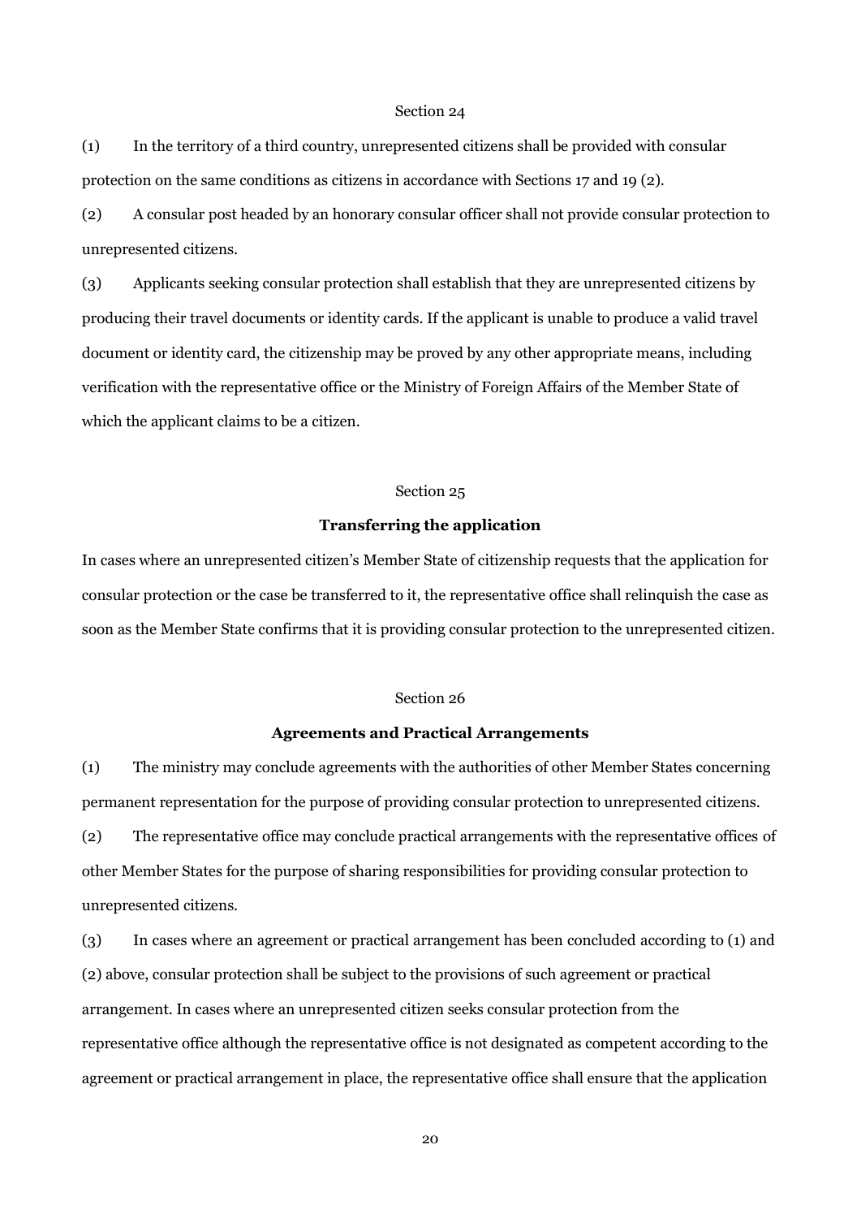Section 24

(1) In the territory of a third country, unrepresented citizens shall be provided with consular protection on the same conditions as citizens in accordance with Sections 17 and 19 (2).

(2) A consular post headed by an honorary consular officer shall not provide consular protection to unrepresented citizens.

(3) Applicants seeking consular protection shall establish that they are unrepresented citizens by producing their travel documents or identity cards. If the applicant is unable to produce a valid travel document or identity card, the citizenship may be proved by any other appropriate means, including verification with the representative office or the Ministry of Foreign Affairs of the Member State of which the applicant claims to be a citizen.

Section 25

**Transferring the application**

In cases where an unrepresented citizen's Member State of citizenship requests that the application for consular protection or the case be transferred to it, the representative office shall relinquish the case as soon as the Member State confirms that it is providing consular protection to the unrepresented citizen.

Section 26

**Agreements and Practical Arrangements**

(1) The ministry may conclude agreements with the authorities of other Member States concerning permanent representation for the purpose of providing consular protection to unrepresented citizens.

(2) The representative office may conclude practical arrangements with the representative offices of other Member States for the purpose of sharing responsibilities for providing consular protection to unrepresented citizens.

(3) In cases where an agreement or practical arrangement has been concluded according to (1) and (2) above, consular protection shall be subject to the provisions of such agreement or practical arrangement. In cases where an unrepresented citizen seeks consular protection from the representative office although the representative office is not designated as competent according to the agreement or practical arrangement in place, the representative office shall ensure that the application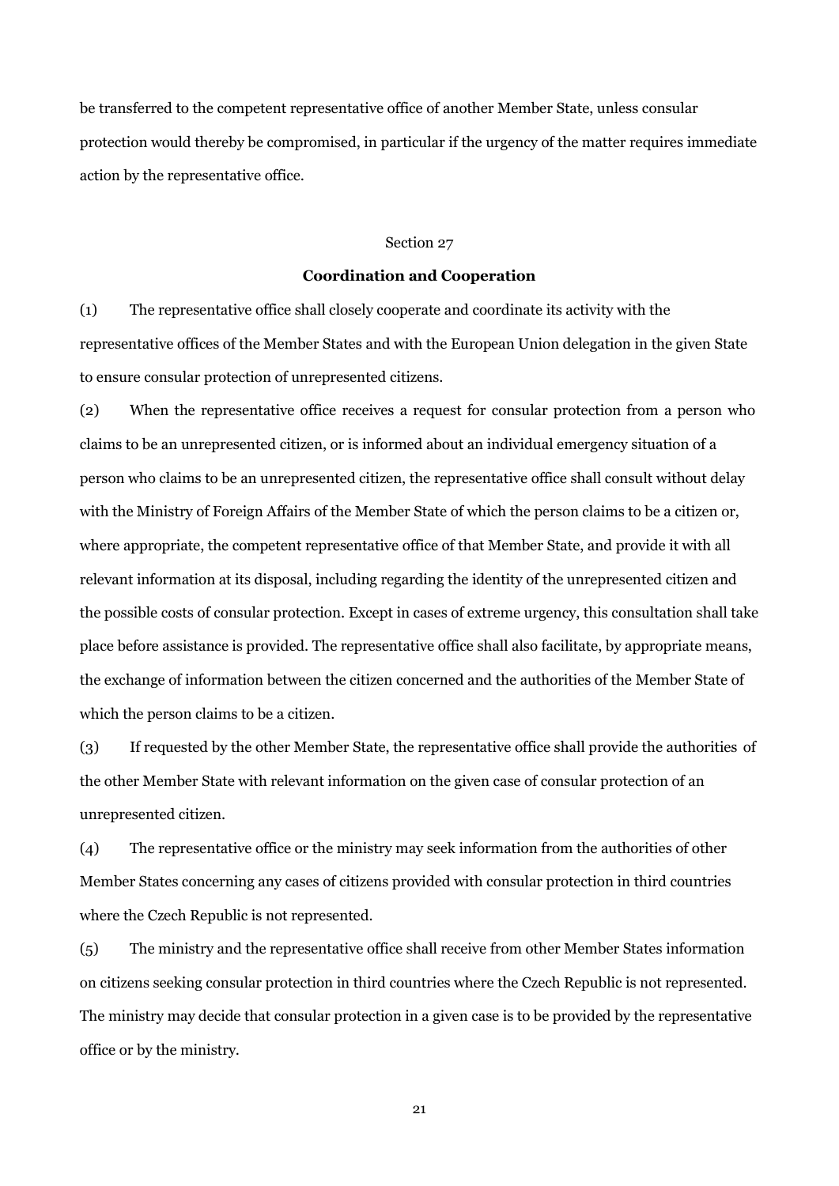be transferred to the competent representative office of another Member State, unless consular protection would thereby be compromised, in particular if the urgency of the matter requires immediate action by the representative office.

Section 27

**Coordination and Cooperation**

(1) The representative office shall closely cooperate and coordinate its activity with the representative offices of the Member States and with the European Union delegation in the given State to ensure consular protection of unrepresented citizens.

(2) When the representative office receives a request for consular protection from a person who claims to be an unrepresented citizen, or is informed about an individual emergency situation of a person who claims to be an unrepresented citizen, the representative office shall consult without delay with the Ministry of Foreign Affairs of the Member State of which the person claims to be a citizen or, where appropriate, the competent representative office of that Member State, and provide it with all relevant information at its disposal, including regarding the identity of the unrepresented citizen and the possible costs of consular protection. Except in cases of extreme urgency, this consultation shall take place before assistance is provided. The representative office shall also facilitate, by appropriate means, the exchange of information between the citizen concerned and the authorities of the Member State of which the person claims to be a citizen.

(3) If requested by the other Member State, the representative office shall provide the authorities of the other Member State with relevant information on the given case of consular protection of an unrepresented citizen.

(4) The representative office or the ministry may seek information from the authorities of other Member States concerning any cases of citizens provided with consular protection in third countries where the Czech Republic is not represented.

(5) The ministry and the representative office shall receive from other Member States information on citizens seeking consular protection in third countries where the Czech Republic is not represented. The ministry may decide that consular protection in a given case is to be provided by the representative office or by the ministry.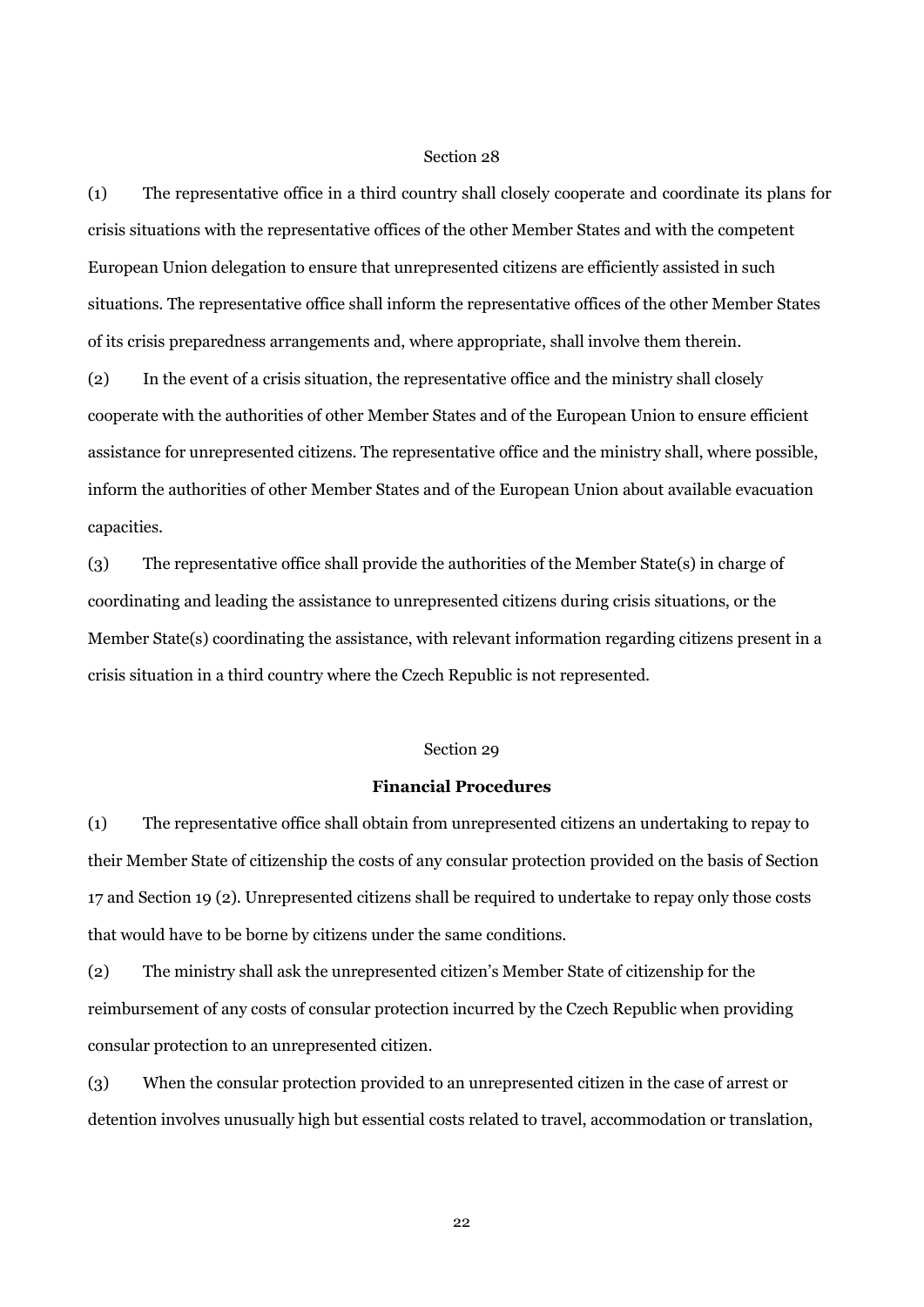Section 28

(1) The representative office in a third country shall closely cooperate and coordinate its plans for crisis situations with the representative offices of the other Member States and with the competent European Union delegation to ensure that unrepresented citizens are efficiently assisted in such situations. The representative office shall inform the representative offices of the other Member States of its crisis preparedness arrangements and, where appropriate, shall involve them therein.

(2) In the event of a crisis situation, the representative office and the ministry shall closely cooperate with the authorities of other Member States and of the European Union to ensure efficient assistance for unrepresented citizens. The representative office and the ministry shall, where possible, inform the authorities of other Member States and of the European Union about available evacuation capacities.

(3) The representative office shall provide the authorities of the Member State(s) in charge of coordinating and leading the assistance to unrepresented citizens during crisis situations, or the Member State(s) coordinating the assistance, with relevant information regarding citizens present in a crisis situation in a third country where the Czech Republic is not represented.

Section 29

**Financial Procedures**

(1) The representative office shall obtain from unrepresented citizens an undertaking to repay to their Member State of citizenship the costs of any consular protection provided on the basis of Section 17 and Section 19 (2). Unrepresented citizens shall be required to undertake to repay only those costs that would have to be borne by citizens under the same conditions.

(2) The ministry shall ask the unrepresented citizen's Member State of citizenship for the reimbursement of any costs of consular protection incurred by the Czech Republic when providing consular protection to an unrepresented citizen.

(3) When the consular protection provided to an unrepresented citizen in the case of arrest or detention involves unusually high but essential costs related to travel, accommodation or translation,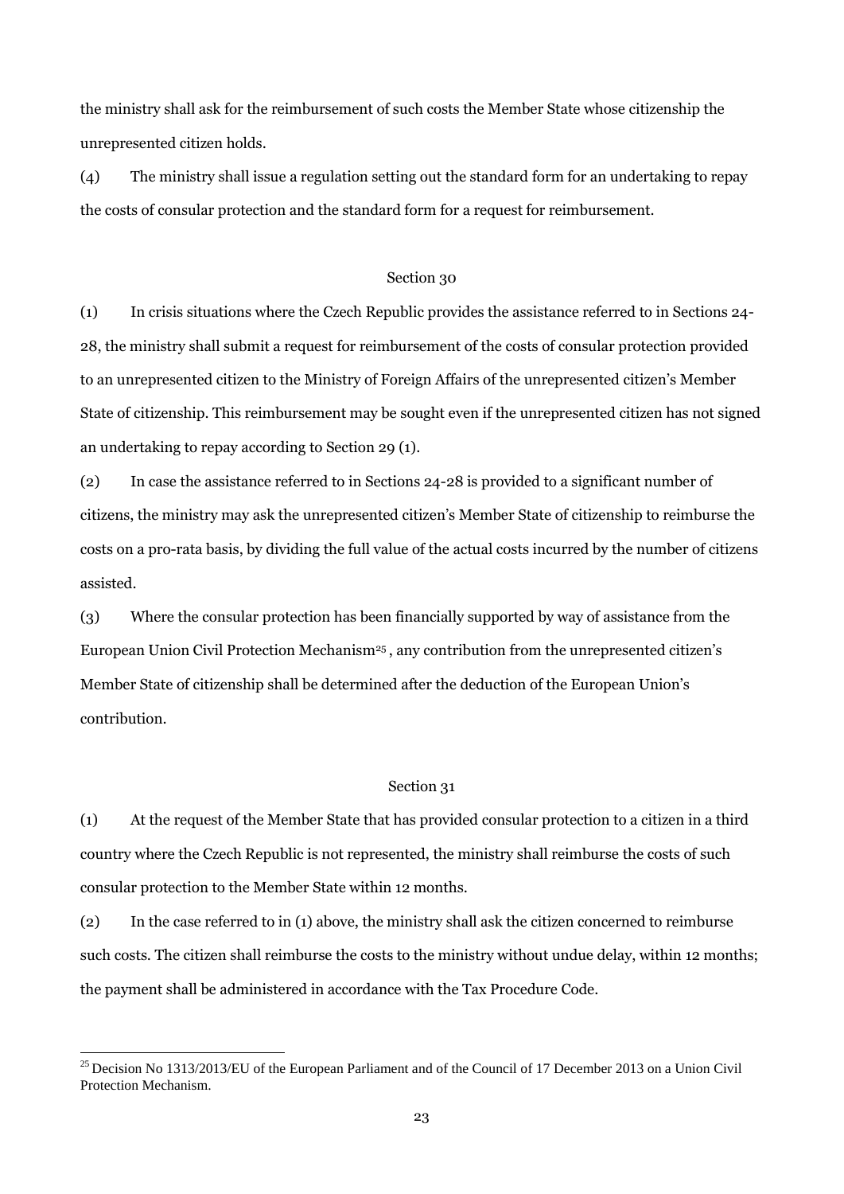the ministry shall ask for the reimbursement of such costs the Member State whose citizenship the unrepresented citizen holds.

(4) The ministry shall issue a regulation setting out the standard form for an undertaking to repay the costs of consular protection and the standard form for a request for reimbursement.

Section 30

(1) In crisis situations where the Czech Republic provides the assistance referred to in Sections 24-28, the ministry shall submit a request for reimbursement of the costs of consular protection provided to an unrepresented citizen to the Ministry of Foreign Affairs of the unrepresented citizen's Member State of citizenship. This reimbursement may be sought even if the unrepresented citizen has not signed an undertaking to repay according to Section 29 (1).

(2) In case the assistance referred to in Sections 24-28 is provided to a significant number of citizens, the ministry may ask the unrepresented citizen's Member State of citizenship to reimburse the costs on a pro-rata basis, by dividing the full value of the actual costs incurred by the number of citizens assisted.

(3) Where the consular protection has been financially supported by way of assistance from the European Union Civil Protection Mechanism[25], any contribution from the unrepresented citizen's Member State of citizenship shall be determined after the deduction of the European Union's contribution.

Section 31

(1) At the request of the Member State that has provided consular protection to a citizen in a third country where the Czech Republic is not represented, the ministry shall reimburse the costs of such consular protection to the Member State within 12 months.

(2) In the case referred to in (1) above, the ministry shall ask the citizen concerned to reimburse such costs. The citizen shall reimburse the costs to the ministry without undue delay, within 12 months; the payment shall be administered in accordance with the Tax Procedure Code.

---

[25] Decision No 1313/2013/EU of the European Parliament and of the Council of 17 December 2013 on a Union Civil Protection Mechanism.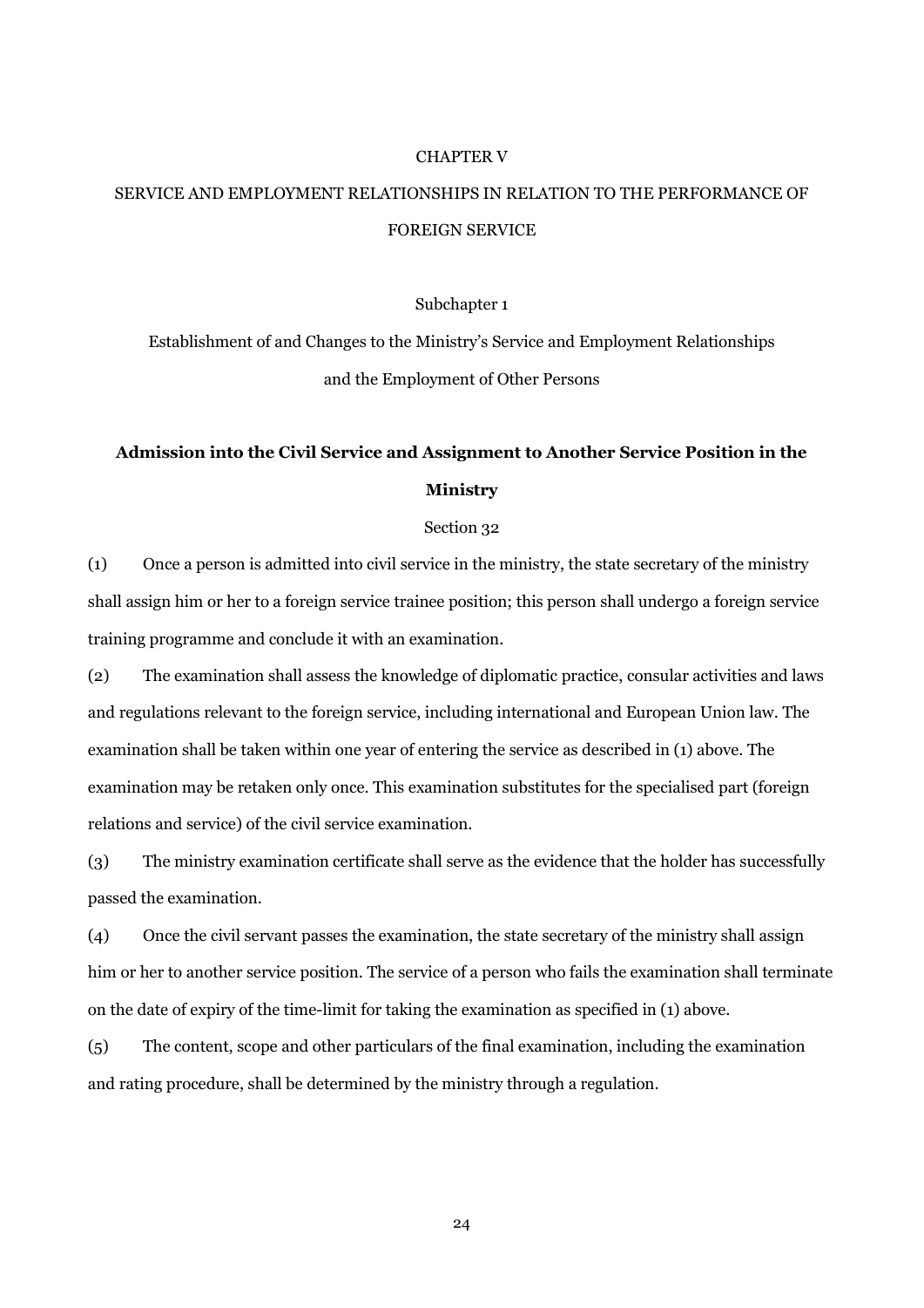# CHAPTER V

# SERVICE AND EMPLOYMENT RELATIONSHIPS IN RELATION TO THE PERFORMANCE OF FOREIGN SERVICE

## Subchapter 1

## Establishment of and Changes to the Ministry's Service and Employment Relationships and the Employment of Other Persons

### Admission into the Civil Service and Assignment to Another Service Position in the Ministry

Section 32

(1) Once a person is admitted into civil service in the ministry, the state secretary of the ministry shall assign him or her to a foreign service trainee position; this person shall undergo a foreign service training programme and conclude it with an examination.

(2) The examination shall assess the knowledge of diplomatic practice, consular activities and laws and regulations relevant to the foreign service, including international and European Union law. The examination shall be taken within one year of entering the service as described in (1) above. The examination may be retaken only once. This examination substitutes for the specialised part (foreign relations and service) of the civil service examination.

(3) The ministry examination certificate shall serve as the evidence that the holder has successfully passed the examination.

(4) Once the civil servant passes the examination, the state secretary of the ministry shall assign him or her to another service position. The service of a person who fails the examination shall terminate on the date of expiry of the time-limit for taking the examination as specified in (1) above.

(5) The content, scope and other particulars of the final examination, including the examination and rating procedure, shall be determined by the ministry through a regulation.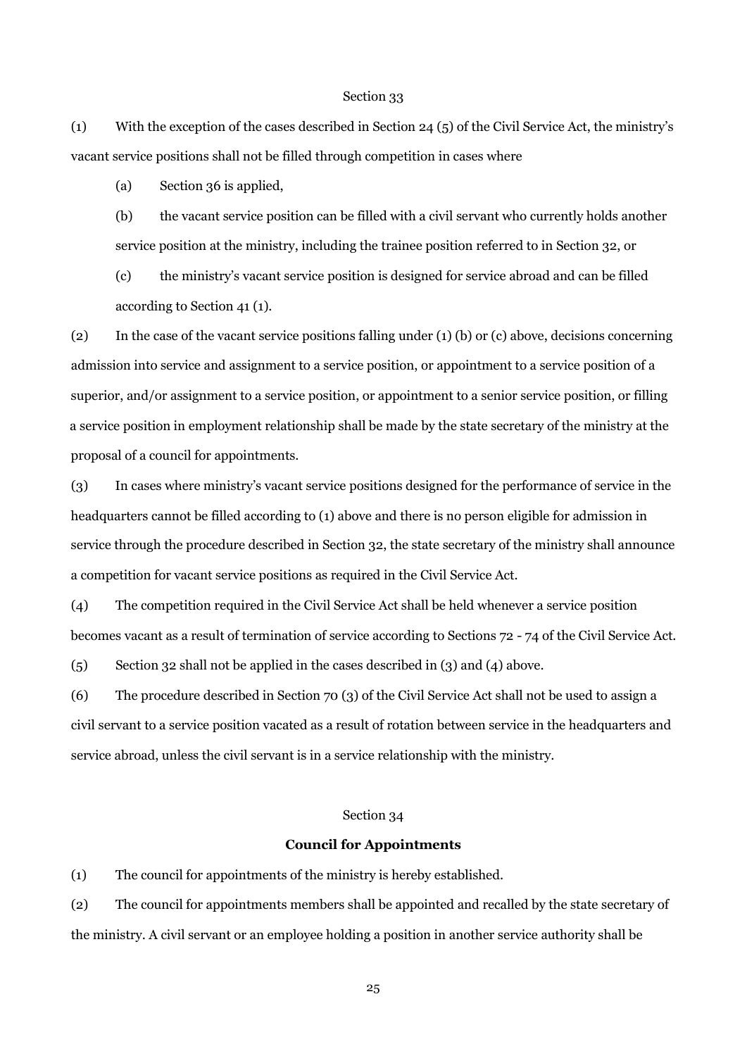Section 33

(1) With the exception of the cases described in Section 24 (5) of the Civil Service Act, the ministry's vacant service positions shall not be filled through competition in cases where

(a) Section 36 is applied,

(b) the vacant service position can be filled with a civil servant who currently holds another service position at the ministry, including the trainee position referred to in Section 32, or

(c) the ministry's vacant service position is designed for service abroad and can be filled according to Section 41 (1).

(2) In the case of the vacant service positions falling under (1) (b) or (c) above, decisions concerning admission into service and assignment to a service position, or appointment to a service position of a superior, and/or assignment to a service position, or appointment to a senior service position, or filling a service position in employment relationship shall be made by the state secretary of the ministry at the proposal of a council for appointments.

(3) In cases where ministry's vacant service positions designed for the performance of service in the headquarters cannot be filled according to (1) above and there is no person eligible for admission in service through the procedure described in Section 32, the state secretary of the ministry shall announce a competition for vacant service positions as required in the Civil Service Act.

(4) The competition required in the Civil Service Act shall be held whenever a service position becomes vacant as a result of termination of service according to Sections 72 - 74 of the Civil Service Act.

(5) Section 32 shall not be applied in the cases described in (3) and (4) above.

(6) The procedure described in Section 70 (3) of the Civil Service Act shall not be used to assign a civil servant to a service position vacated as a result of rotation between service in the headquarters and service abroad, unless the civil servant is in a service relationship with the ministry.

Section 34

**Council for Appointments**

(1) The council for appointments of the ministry is hereby established.

(2) The council for appointments members shall be appointed and recalled by the state secretary of the ministry. A civil servant or an employee holding a position in another service authority shall be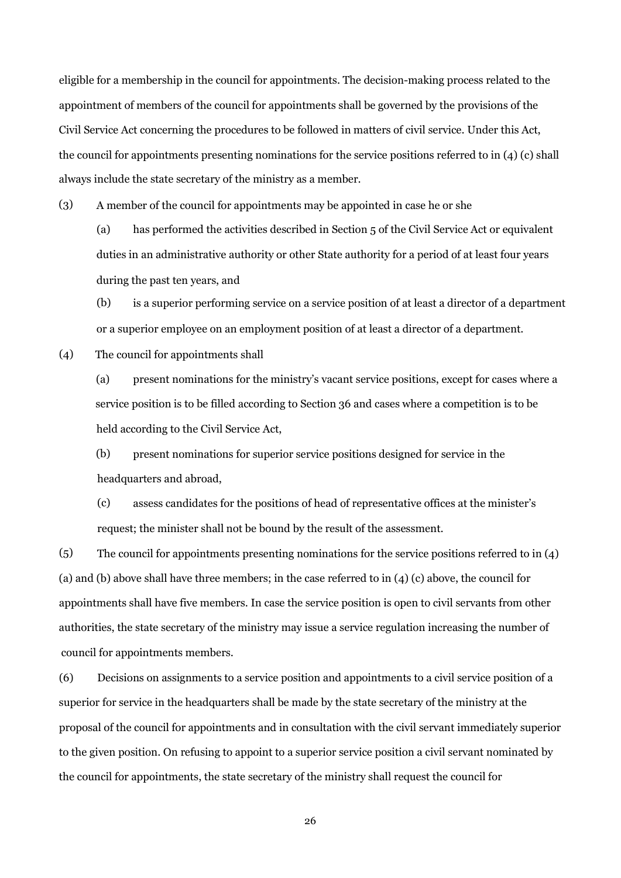eligible for a membership in the council for appointments. The decision-making process related to the appointment of members of the council for appointments shall be governed by the provisions of the Civil Service Act concerning the procedures to be followed in matters of civil service. Under this Act, the council for appointments presenting nominations for the service positions referred to in (4) (c) shall always include the state secretary of the ministry as a member.

(3) A member of the council for appointments may be appointed in case he or she

(a) has performed the activities described in Section 5 of the Civil Service Act or equivalent duties in an administrative authority or other State authority for a period of at least four years during the past ten years, and

(b) is a superior performing service on a service position of at least a director of a department or a superior employee on an employment position of at least a director of a department.

(4) The council for appointments shall

(a) present nominations for the ministry's vacant service positions, except for cases where a service position is to be filled according to Section 36 and cases where a competition is to be held according to the Civil Service Act,

(b) present nominations for superior service positions designed for service in the headquarters and abroad,

(c) assess candidates for the positions of head of representative offices at the minister's request; the minister shall not be bound by the result of the assessment.

(5) The council for appointments presenting nominations for the service positions referred to in (4) (a) and (b) above shall have three members; in the case referred to in (4) (c) above, the council for appointments shall have five members. In case the service position is open to civil servants from other authorities, the state secretary of the ministry may issue a service regulation increasing the number of council for appointments members.

(6) Decisions on assignments to a service position and appointments to a civil service position of a superior for service in the headquarters shall be made by the state secretary of the ministry at the proposal of the council for appointments and in consultation with the civil servant immediately superior to the given position. On refusing to appoint to a superior service position a civil servant nominated by the council for appointments, the state secretary of the ministry shall request the council for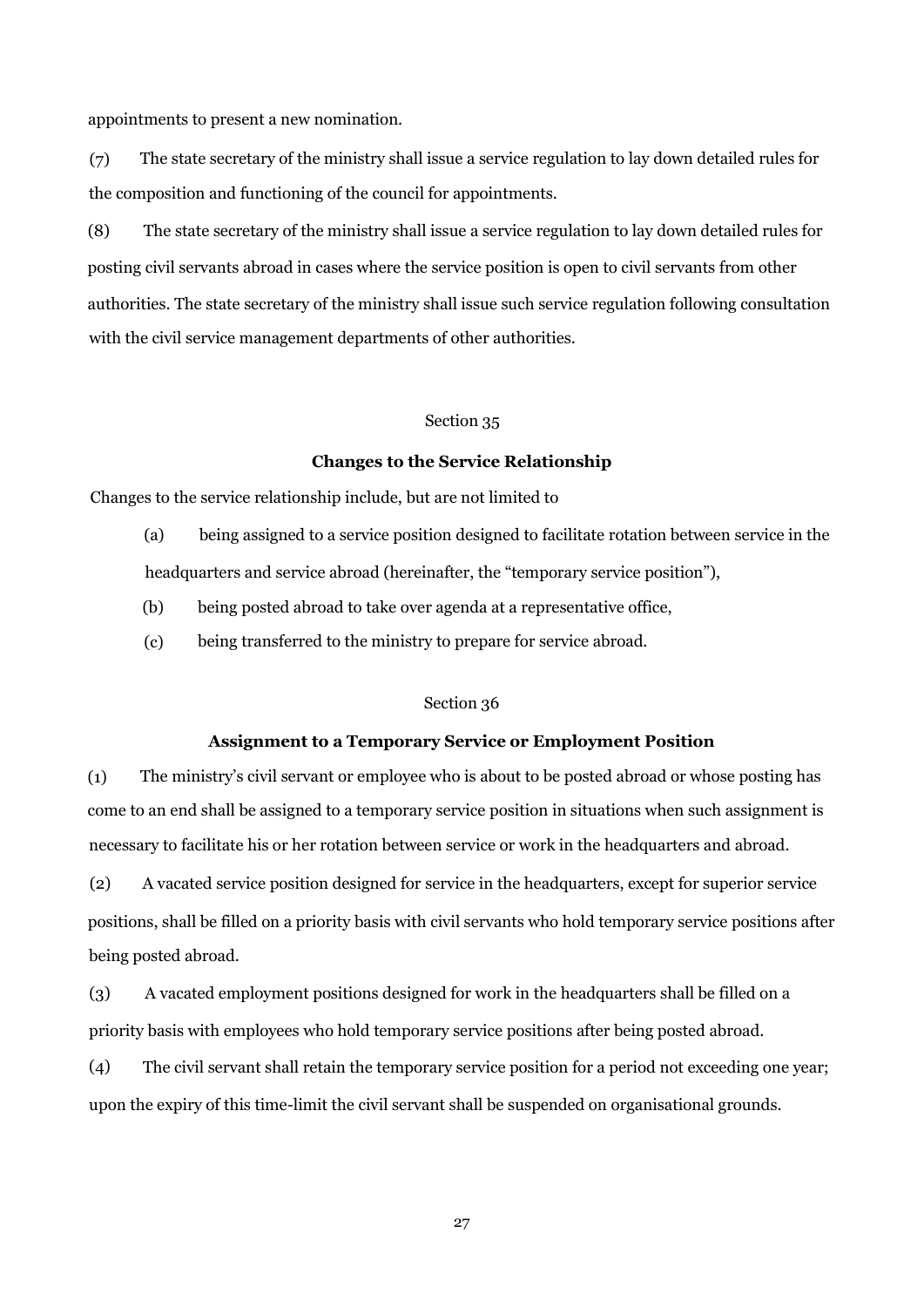appointments to present a new nomination.

(7) The state secretary of the ministry shall issue a service regulation to lay down detailed rules for the composition and functioning of the council for appointments.

(8) The state secretary of the ministry shall issue a service regulation to lay down detailed rules for posting civil servants abroad in cases where the service position is open to civil servants from other authorities. The state secretary of the ministry shall issue such service regulation following consultation with the civil service management departments of other authorities.

Section 35

**Changes to the Service Relationship**

Changes to the service relationship include, but are not limited to

(a) being assigned to a service position designed to facilitate rotation between service in the headquarters and service abroad (hereinafter, the "temporary service position"),

(b) being posted abroad to take over agenda at a representative office,

(c) being transferred to the ministry to prepare for service abroad.

Section 36

**Assignment to a Temporary Service or Employment Position**

(1) The ministry's civil servant or employee who is about to be posted abroad or whose posting has come to an end shall be assigned to a temporary service position in situations when such assignment is necessary to facilitate his or her rotation between service or work in the headquarters and abroad.

(2) A vacated service position designed for service in the headquarters, except for superior service positions, shall be filled on a priority basis with civil servants who hold temporary service positions after being posted abroad.

(3) A vacated employment positions designed for work in the headquarters shall be filled on a priority basis with employees who hold temporary service positions after being posted abroad.

(4) The civil servant shall retain the temporary service position for a period not exceeding one year; upon the expiry of this time-limit the civil servant shall be suspended on organisational grounds.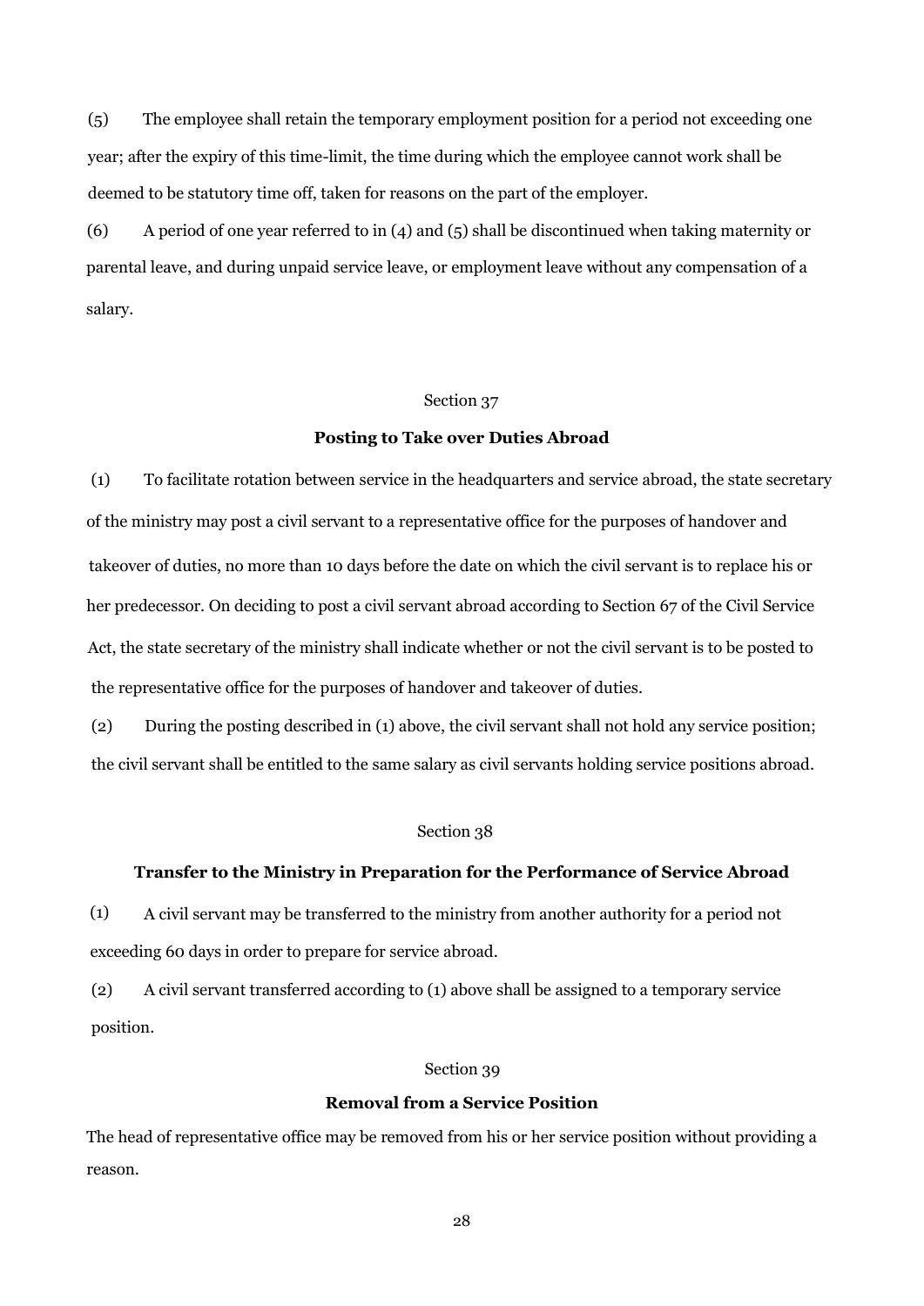(5) The employee shall retain the temporary employment position for a period not exceeding one year; after the expiry of this time-limit, the time during which the employee cannot work shall be deemed to be statutory time off, taken for reasons on the part of the employer.

(6) A period of one year referred to in (4) and (5) shall be discontinued when taking maternity or parental leave, and during unpaid service leave, or employment leave without any compensation of a salary.

Section 37

**Posting to Take over Duties Abroad**

(1) To facilitate rotation between service in the headquarters and service abroad, the state secretary of the ministry may post a civil servant to a representative office for the purposes of handover and takeover of duties, no more than 10 days before the date on which the civil servant is to replace his or her predecessor. On deciding to post a civil servant abroad according to Section 67 of the Civil Service Act, the state secretary of the ministry shall indicate whether or not the civil servant is to be posted to the representative office for the purposes of handover and takeover of duties.

(2) During the posting described in (1) above, the civil servant shall not hold any service position; the civil servant shall be entitled to the same salary as civil servants holding service positions abroad.

Section 38

**Transfer to the Ministry in Preparation for the Performance of Service Abroad**

(1) A civil servant may be transferred to the ministry from another authority for a period not exceeding 60 days in order to prepare for service abroad.

(2) A civil servant transferred according to (1) above shall be assigned to a temporary service position.

Section 39

**Removal from a Service Position**

The head of representative office may be removed from his or her service position without providing a reason.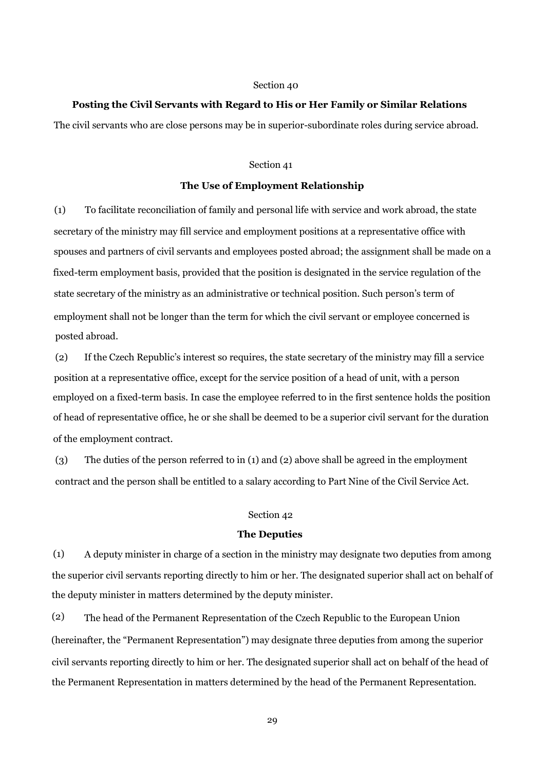Section 40

### Posting the Civil Servants with Regard to His or Her Family or Similar Relations

The civil servants who are close persons may be in superior-subordinate roles during service abroad.

Section 41

### The Use of Employment Relationship

(1) To facilitate reconciliation of family and personal life with service and work abroad, the state secretary of the ministry may fill service and employment positions at a representative office with spouses and partners of civil servants and employees posted abroad; the assignment shall be made on a fixed-term employment basis, provided that the position is designated in the service regulation of the state secretary of the ministry as an administrative or technical position. Such person's term of employment shall not be longer than the term for which the civil servant or employee concerned is posted abroad.

(2) If the Czech Republic's interest so requires, the state secretary of the ministry may fill a service position at a representative office, except for the service position of a head of unit, with a person employed on a fixed-term basis. In case the employee referred to in the first sentence holds the position of head of representative office, he or she shall be deemed to be a superior civil servant for the duration of the employment contract.

(3) The duties of the person referred to in (1) and (2) above shall be agreed in the employment contract and the person shall be entitled to a salary according to Part Nine of the Civil Service Act.

Section 42

### The Deputies

(1) A deputy minister in charge of a section in the ministry may designate two deputies from among the superior civil servants reporting directly to him or her. The designated superior shall act on behalf of the deputy minister in matters determined by the deputy minister.

(2) The head of the Permanent Representation of the Czech Republic to the European Union (hereinafter, the "Permanent Representation") may designate three deputies from among the superior civil servants reporting directly to him or her. The designated superior shall act on behalf of the head of the Permanent Representation in matters determined by the head of the Permanent Representation.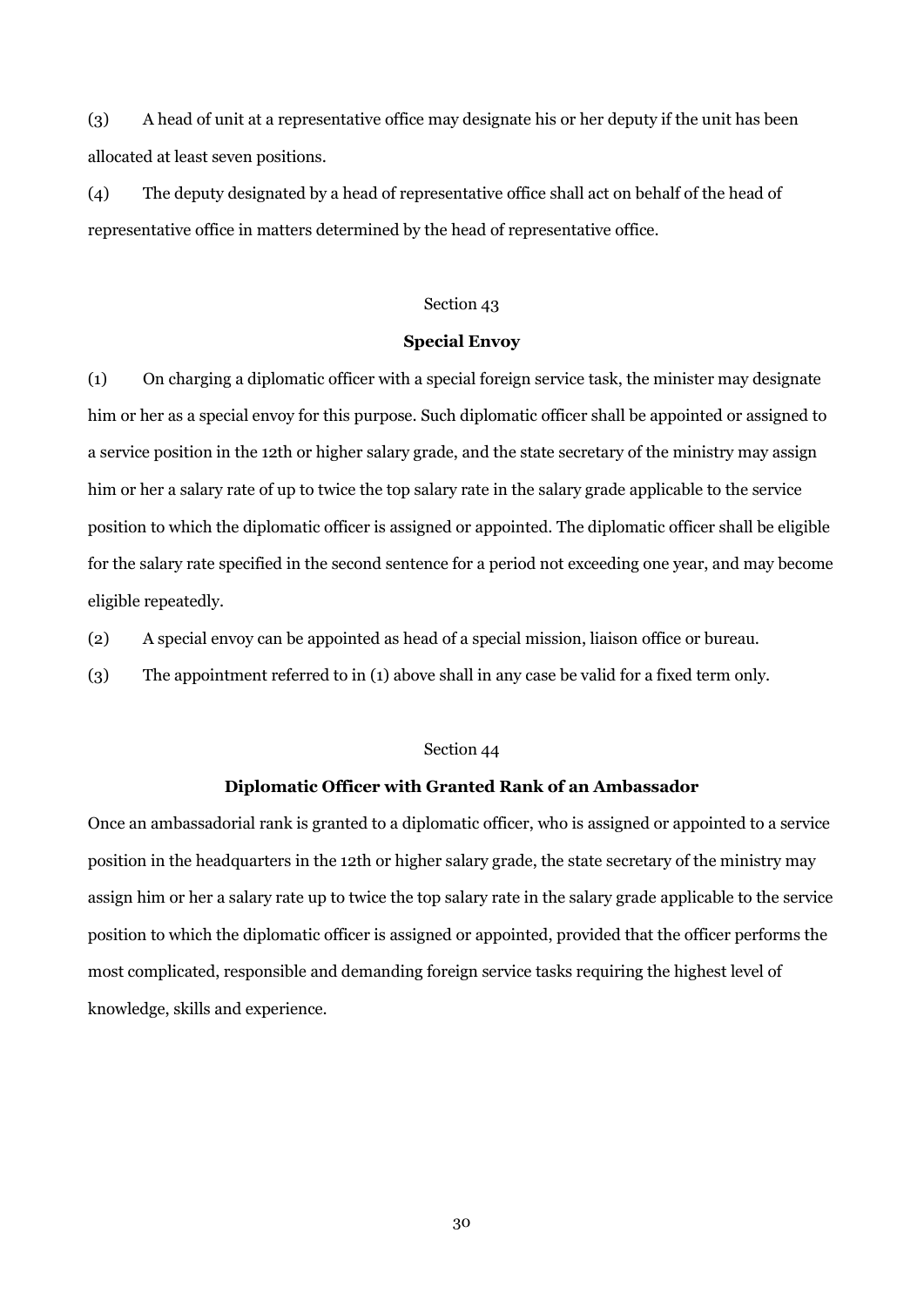(3) A head of unit at a representative office may designate his or her deputy if the unit has been allocated at least seven positions.

(4) The deputy designated by a head of representative office shall act on behalf of the head of representative office in matters determined by the head of representative office.

Section 43

**Special Envoy**

(1) On charging a diplomatic officer with a special foreign service task, the minister may designate him or her as a special envoy for this purpose. Such diplomatic officer shall be appointed or assigned to a service position in the 12th or higher salary grade, and the state secretary of the ministry may assign him or her a salary rate of up to twice the top salary rate in the salary grade applicable to the service position to which the diplomatic officer is assigned or appointed. The diplomatic officer shall be eligible for the salary rate specified in the second sentence for a period not exceeding one year, and may become eligible repeatedly.

(2) A special envoy can be appointed as head of a special mission, liaison office or bureau.

(3) The appointment referred to in (1) above shall in any case be valid for a fixed term only.

Section 44

**Diplomatic Officer with Granted Rank of an Ambassador**

Once an ambassadorial rank is granted to a diplomatic officer, who is assigned or appointed to a service position in the headquarters in the 12th or higher salary grade, the state secretary of the ministry may assign him or her a salary rate up to twice the top salary rate in the salary grade applicable to the service position to which the diplomatic officer is assigned or appointed, provided that the officer performs the most complicated, responsible and demanding foreign service tasks requiring the highest level of knowledge, skills and experience.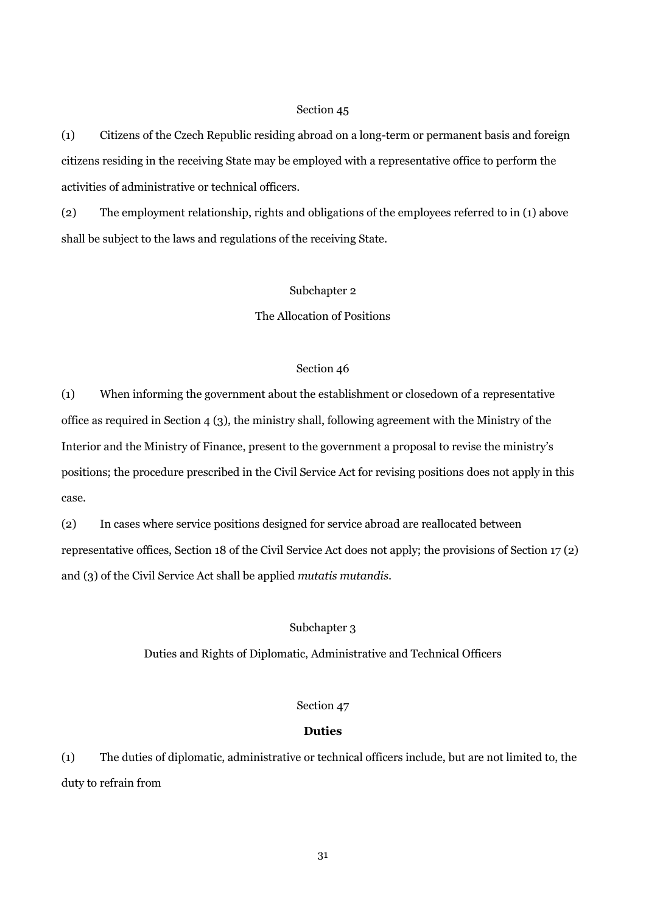Section 45

(1) Citizens of the Czech Republic residing abroad on a long-term or permanent basis and foreign citizens residing in the receiving State may be employed with a representative office to perform the activities of administrative or technical officers.

(2) The employment relationship, rights and obligations of the employees referred to in (1) above shall be subject to the laws and regulations of the receiving State.

Subchapter 2

The Allocation of Positions

Section 46

(1) When informing the government about the establishment or closedown of a representative office as required in Section 4 (3), the ministry shall, following agreement with the Ministry of the Interior and the Ministry of Finance, present to the government a proposal to revise the ministry's positions; the procedure prescribed in the Civil Service Act for revising positions does not apply in this case.

(2) In cases where service positions designed for service abroad are reallocated between representative offices, Section 18 of the Civil Service Act does not apply; the provisions of Section 17 (2) and (3) of the Civil Service Act shall be applied *mutatis mutandis*.

Subchapter 3

Duties and Rights of Diplomatic, Administrative and Technical Officers

Section 47

**Duties**

(1) The duties of diplomatic, administrative or technical officers include, but are not limited to, the duty to refrain from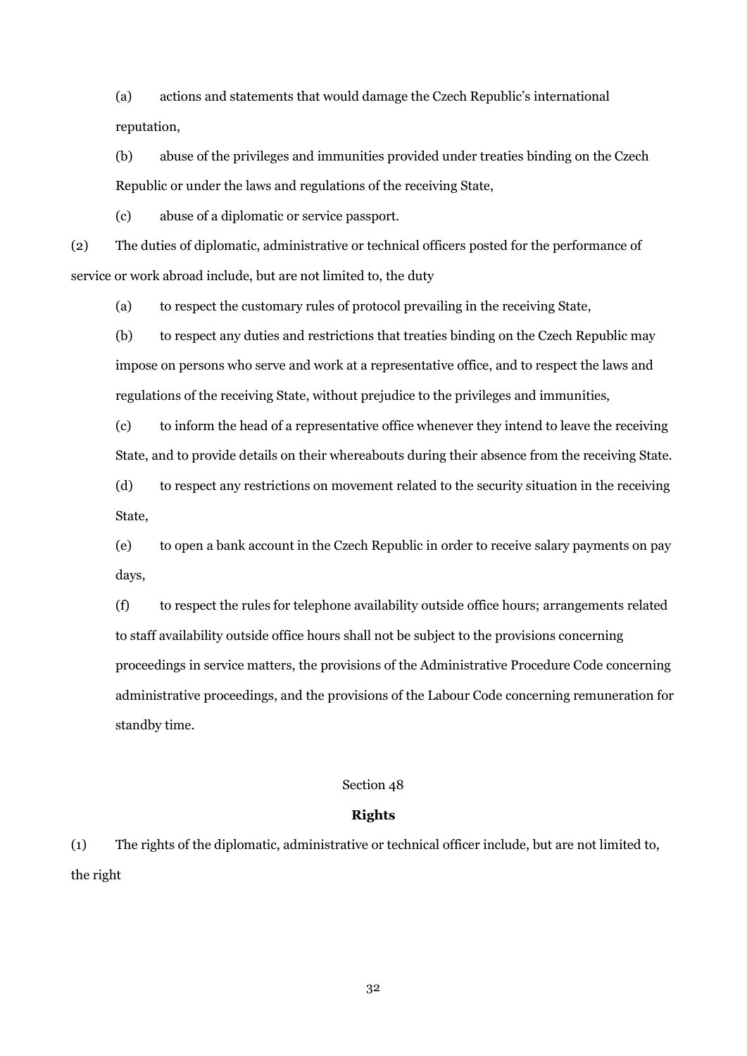(a) actions and statements that would damage the Czech Republic's international reputation,

(b) abuse of the privileges and immunities provided under treaties binding on the Czech Republic or under the laws and regulations of the receiving State,

(c) abuse of a diplomatic or service passport.

(2) The duties of diplomatic, administrative or technical officers posted for the performance of service or work abroad include, but are not limited to, the duty

(a) to respect the customary rules of protocol prevailing in the receiving State,

(b) to respect any duties and restrictions that treaties binding on the Czech Republic may impose on persons who serve and work at a representative office, and to respect the laws and regulations of the receiving State, without prejudice to the privileges and immunities,

(c) to inform the head of a representative office whenever they intend to leave the receiving State, and to provide details on their whereabouts during their absence from the receiving State.

(d) to respect any restrictions on movement related to the security situation in the receiving State,

(e) to open a bank account in the Czech Republic in order to receive salary payments on pay days,

(f) to respect the rules for telephone availability outside office hours; arrangements related to staff availability outside office hours shall not be subject to the provisions concerning proceedings in service matters, the provisions of the Administrative Procedure Code concerning administrative proceedings, and the provisions of the Labour Code concerning remuneration for standby time.

Section 48

**Rights**

(1) The rights of the diplomatic, administrative or technical officer include, but are not limited to, the right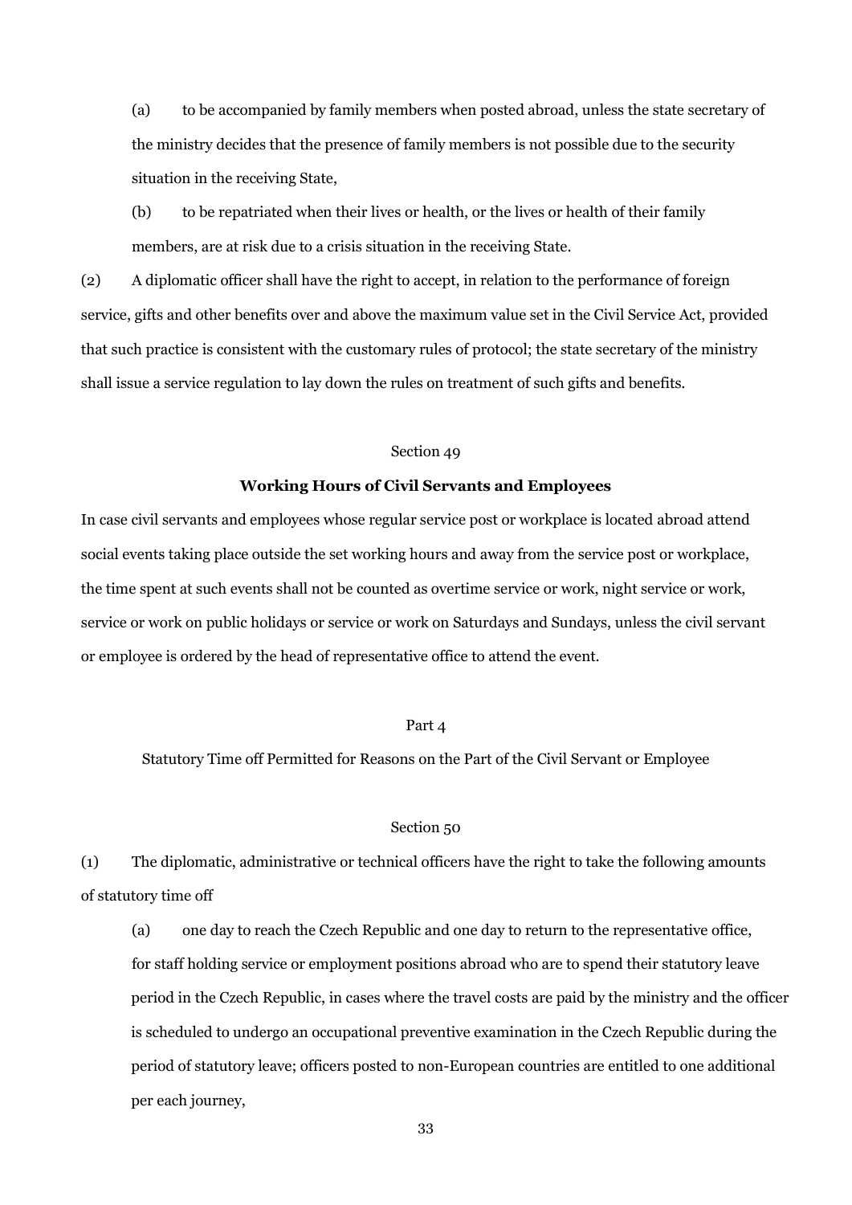(a) to be accompanied by family members when posted abroad, unless the state secretary of the ministry decides that the presence of family members is not possible due to the security situation in the receiving State,

(b) to be repatriated when their lives or health, or the lives or health of their family members, are at risk due to a crisis situation in the receiving State.

(2) A diplomatic officer shall have the right to accept, in relation to the performance of foreign service, gifts and other benefits over and above the maximum value set in the Civil Service Act, provided that such practice is consistent with the customary rules of protocol; the state secretary of the ministry shall issue a service regulation to lay down the rules on treatment of such gifts and benefits.

Section 49

**Working Hours of Civil Servants and Employees**

In case civil servants and employees whose regular service post or workplace is located abroad attend social events taking place outside the set working hours and away from the service post or workplace, the time spent at such events shall not be counted as overtime service or work, night service or work, service or work on public holidays or service or work on Saturdays and Sundays, unless the civil servant or employee is ordered by the head of representative office to attend the event.

Part 4

Statutory Time off Permitted for Reasons on the Part of the Civil Servant or Employee

Section 50

(1) The diplomatic, administrative or technical officers have the right to take the following amounts of statutory time off

(a) one day to reach the Czech Republic and one day to return to the representative office, for staff holding service or employment positions abroad who are to spend their statutory leave period in the Czech Republic, in cases where the travel costs are paid by the ministry and the officer is scheduled to undergo an occupational preventive examination in the Czech Republic during the period of statutory leave; officers posted to non-European countries are entitled to one additional per each journey,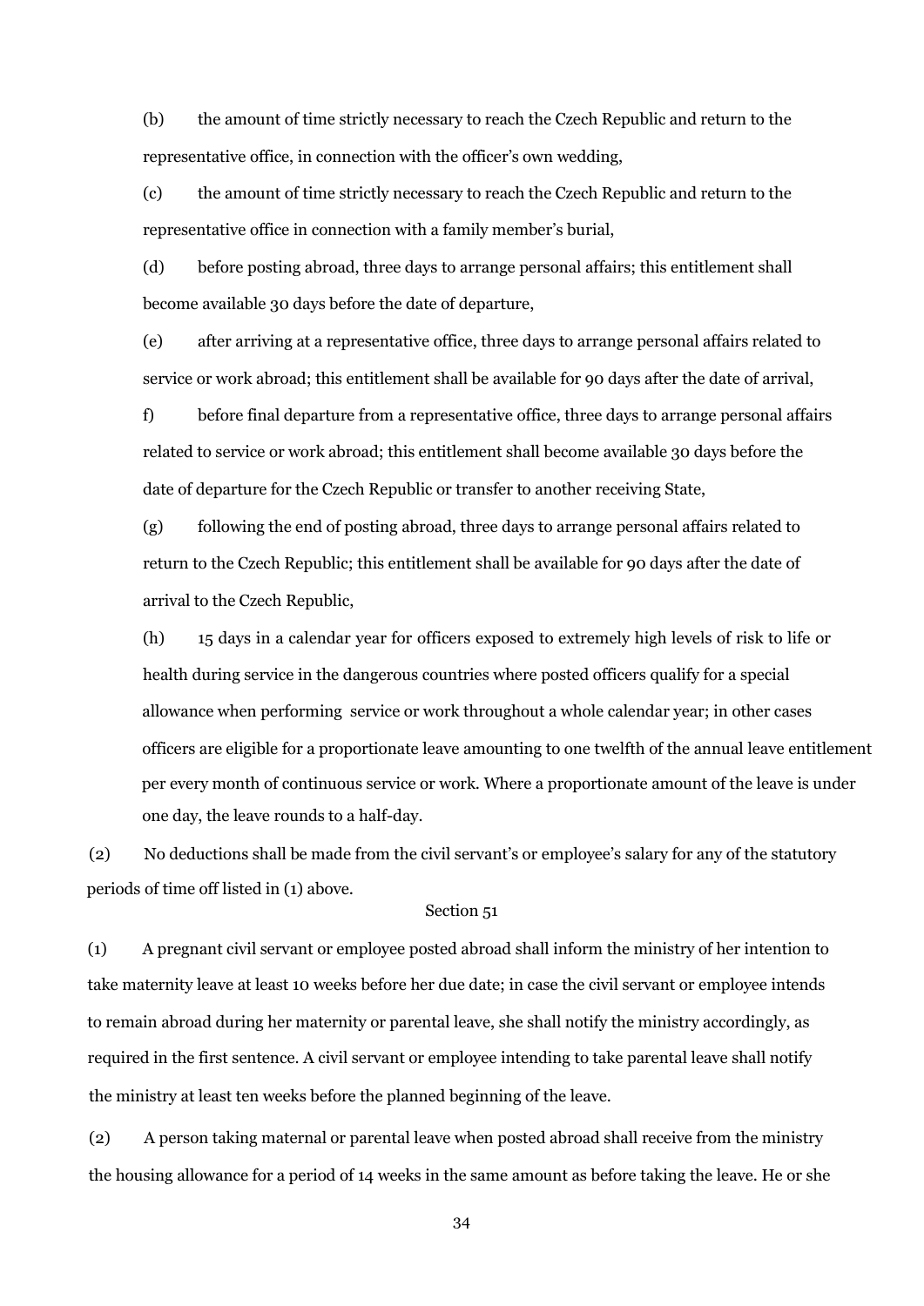(b) the amount of time strictly necessary to reach the Czech Republic and return to the representative office, in connection with the officer's own wedding,

(c) the amount of time strictly necessary to reach the Czech Republic and return to the representative office in connection with a family member's burial,

(d) before posting abroad, three days to arrange personal affairs; this entitlement shall become available 30 days before the date of departure,

(e) after arriving at a representative office, three days to arrange personal affairs related to service or work abroad; this entitlement shall be available for 90 days after the date of arrival,

f) before final departure from a representative office, three days to arrange personal affairs related to service or work abroad; this entitlement shall become available 30 days before the date of departure for the Czech Republic or transfer to another receiving State,

(g) following the end of posting abroad, three days to arrange personal affairs related to return to the Czech Republic; this entitlement shall be available for 90 days after the date of arrival to the Czech Republic,

(h) 15 days in a calendar year for officers exposed to extremely high levels of risk to life or health during service in the dangerous countries where posted officers qualify for a special allowance when performing service or work throughout a whole calendar year; in other cases officers are eligible for a proportionate leave amounting to one twelfth of the annual leave entitlement per every month of continuous service or work. Where a proportionate amount of the leave is under one day, the leave rounds to a half-day.

(2) No deductions shall be made from the civil servant's or employee's salary for any of the statutory periods of time off listed in (1) above.

Section 51

(1) A pregnant civil servant or employee posted abroad shall inform the ministry of her intention to take maternity leave at least 10 weeks before her due date; in case the civil servant or employee intends to remain abroad during her maternity or parental leave, she shall notify the ministry accordingly, as required in the first sentence. A civil servant or employee intending to take parental leave shall notify the ministry at least ten weeks before the planned beginning of the leave.

(2) A person taking maternal or parental leave when posted abroad shall receive from the ministry the housing allowance for a period of 14 weeks in the same amount as before taking the leave. He or she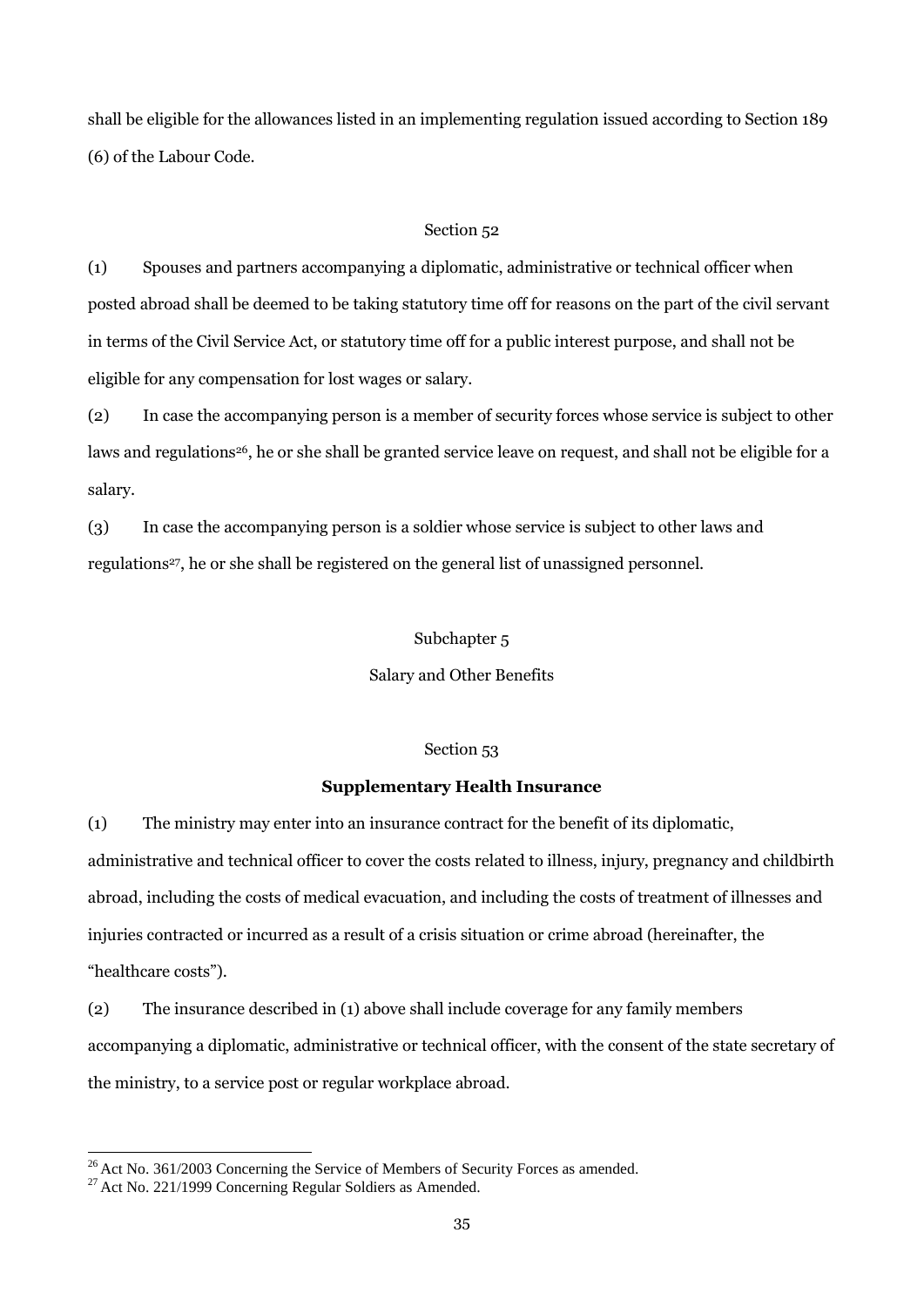shall be eligible for the allowances listed in an implementing regulation issued according to Section 189 (6) of the Labour Code.

Section 52

(1) Spouses and partners accompanying a diplomatic, administrative or technical officer when posted abroad shall be deemed to be taking statutory time off for reasons on the part of the civil servant in terms of the Civil Service Act, or statutory time off for a public interest purpose, and shall not be eligible for any compensation for lost wages or salary.

(2) In case the accompanying person is a member of security forces whose service is subject to other laws and regulations[26], he or she shall be granted service leave on request, and shall not be eligible for a salary.

(3) In case the accompanying person is a soldier whose service is subject to other laws and regulations[27], he or she shall be registered on the general list of unassigned personnel.

Subchapter 5

Salary and Other Benefits

Section 53

**Supplementary Health Insurance**

(1) The ministry may enter into an insurance contract for the benefit of its diplomatic, administrative and technical officer to cover the costs related to illness, injury, pregnancy and childbirth abroad, including the costs of medical evacuation, and including the costs of treatment of illnesses and injuries contracted or incurred as a result of a crisis situation or crime abroad (hereinafter, the "healthcare costs").

(2) The insurance described in (1) above shall include coverage for any family members accompanying a diplomatic, administrative or technical officer, with the consent of the state secretary of the ministry, to a service post or regular workplace abroad.

---

[26] Act No. 361/2003 Concerning the Service of Members of Security Forces as amended.

[27] Act No. 221/1999 Concerning Regular Soldiers as Amended.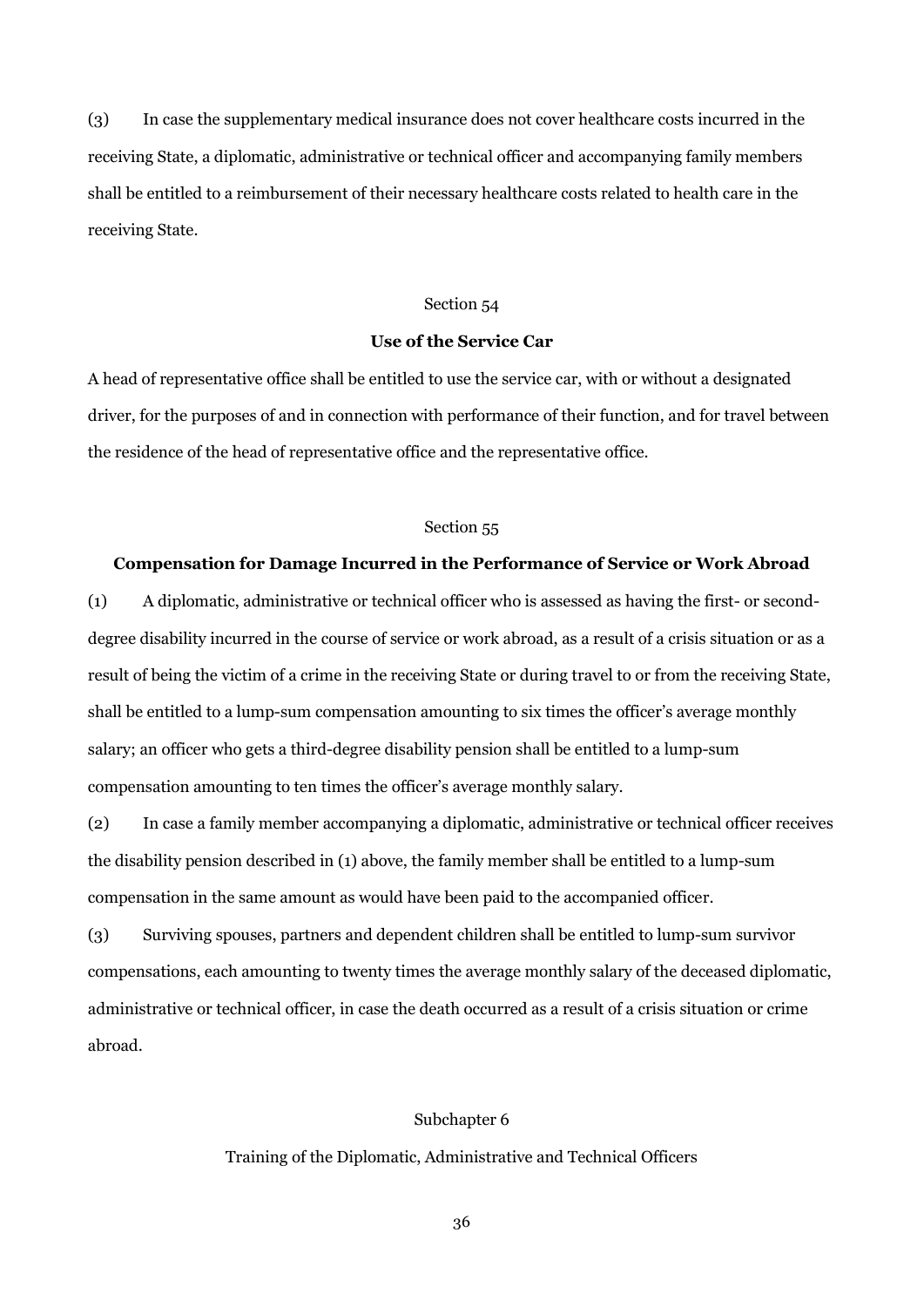(3) In case the supplementary medical insurance does not cover healthcare costs incurred in the receiving State, a diplomatic, administrative or technical officer and accompanying family members shall be entitled to a reimbursement of their necessary healthcare costs related to health care in the receiving State.

Section 54

**Use of the Service Car**

A head of representative office shall be entitled to use the service car, with or without a designated driver, for the purposes of and in connection with performance of their function, and for travel between the residence of the head of representative office and the representative office.

Section 55

**Compensation for Damage Incurred in the Performance of Service or Work Abroad**

(1) A diplomatic, administrative or technical officer who is assessed as having the first- or second-degree disability incurred in the course of service or work abroad, as a result of a crisis situation or as a result of being the victim of a crime in the receiving State or during travel to or from the receiving State, shall be entitled to a lump-sum compensation amounting to six times the officer's average monthly salary; an officer who gets a third-degree disability pension shall be entitled to a lump-sum compensation amounting to ten times the officer's average monthly salary.

(2) In case a family member accompanying a diplomatic, administrative or technical officer receives the disability pension described in (1) above, the family member shall be entitled to a lump-sum compensation in the same amount as would have been paid to the accompanied officer.

(3) Surviving spouses, partners and dependent children shall be entitled to lump-sum survivor compensations, each amounting to twenty times the average monthly salary of the deceased diplomatic, administrative or technical officer, in case the death occurred as a result of a crisis situation or crime abroad.

Subchapter 6

Training of the Diplomatic, Administrative and Technical Officers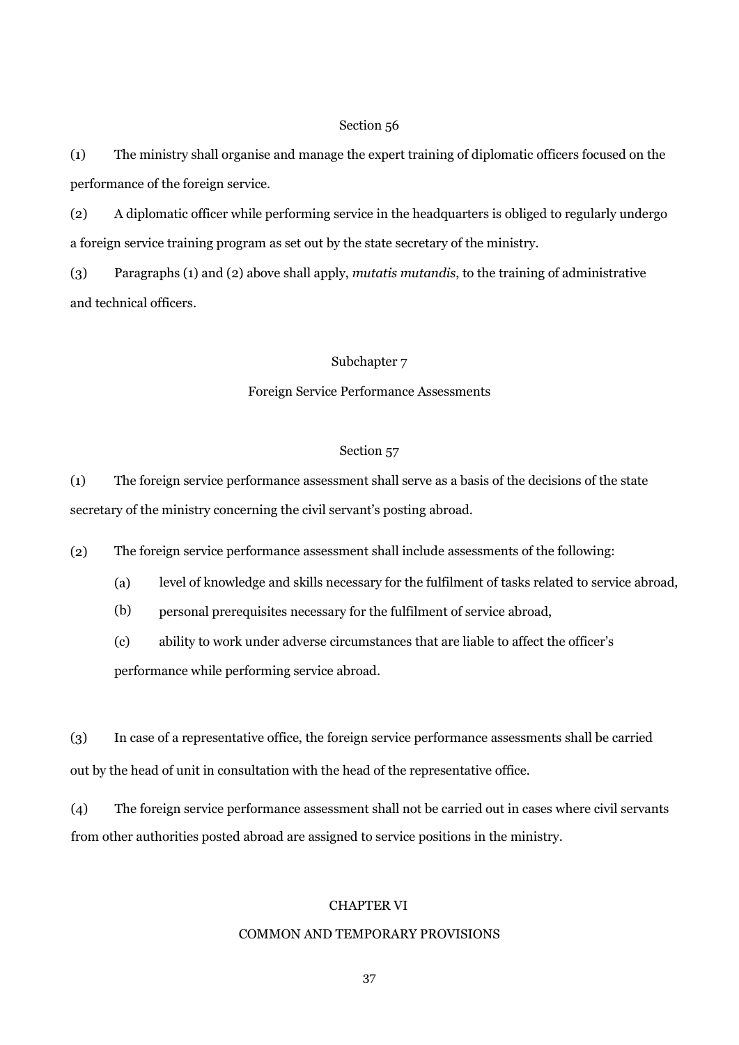### Section 56

(1) The ministry shall organise and manage the expert training of diplomatic officers focused on the performance of the foreign service.

(2) A diplomatic officer while performing service in the headquarters is obliged to regularly undergo a foreign service training program as set out by the state secretary of the ministry.

(3) Paragraphs (1) and (2) above shall apply, *mutatis mutandis*, to the training of administrative and technical officers.

## Subchapter 7

## Foreign Service Performance Assessments

### Section 57

(1) The foreign service performance assessment shall serve as a basis of the decisions of the state secretary of the ministry concerning the civil servant's posting abroad.

(2) The foreign service performance assessment shall include assessments of the following:

(a) level of knowledge and skills necessary for the fulfilment of tasks related to service abroad,

(b) personal prerequisites necessary for the fulfilment of service abroad,

(c) ability to work under adverse circumstances that are liable to affect the officer's performance while performing service abroad.

(3) In case of a representative office, the foreign service performance assessments shall be carried out by the head of unit in consultation with the head of the representative office.

(4) The foreign service performance assessment shall not be carried out in cases where civil servants from other authorities posted abroad are assigned to service positions in the ministry.

# CHAPTER VI

# COMMON AND TEMPORARY PROVISIONS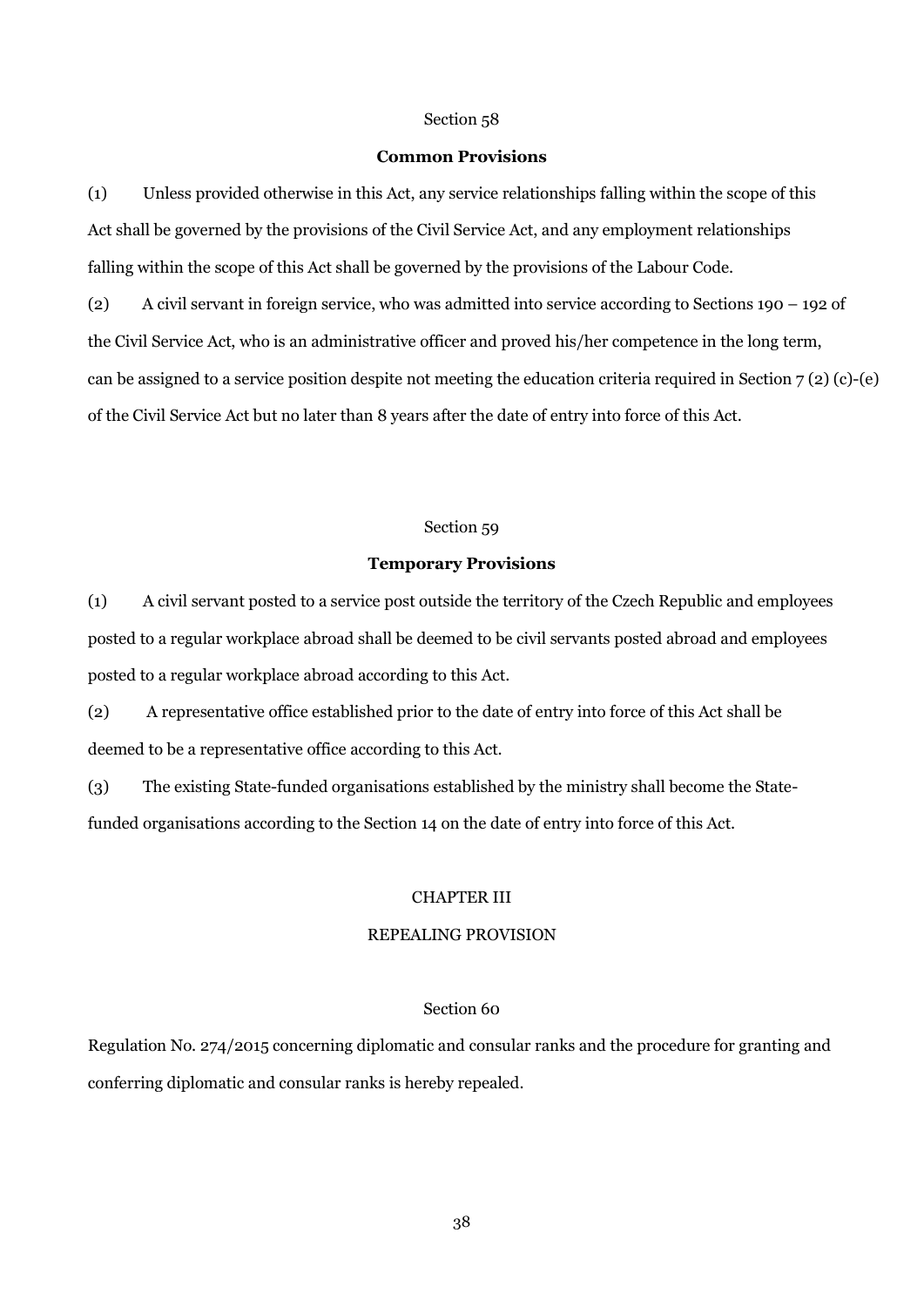Section 58

**Common Provisions**

(1) Unless provided otherwise in this Act, any service relationships falling within the scope of this Act shall be governed by the provisions of the Civil Service Act, and any employment relationships falling within the scope of this Act shall be governed by the provisions of the Labour Code.

(2) A civil servant in foreign service, who was admitted into service according to Sections 190 – 192 of the Civil Service Act, who is an administrative officer and proved his/her competence in the long term, can be assigned to a service position despite not meeting the education criteria required in Section 7 (2) (c)-(e) of the Civil Service Act but no later than 8 years after the date of entry into force of this Act.

Section 59

**Temporary Provisions**

(1) A civil servant posted to a service post outside the territory of the Czech Republic and employees posted to a regular workplace abroad shall be deemed to be civil servants posted abroad and employees posted to a regular workplace abroad according to this Act.

(2) A representative office established prior to the date of entry into force of this Act shall be deemed to be a representative office according to this Act.

(3) The existing State-funded organisations established by the ministry shall become the State-funded organisations according to the Section 14 on the date of entry into force of this Act.

CHAPTER III

REPEALING PROVISION

Section 60

Regulation No. 274/2015 concerning diplomatic and consular ranks and the procedure for granting and conferring diplomatic and consular ranks is hereby repealed.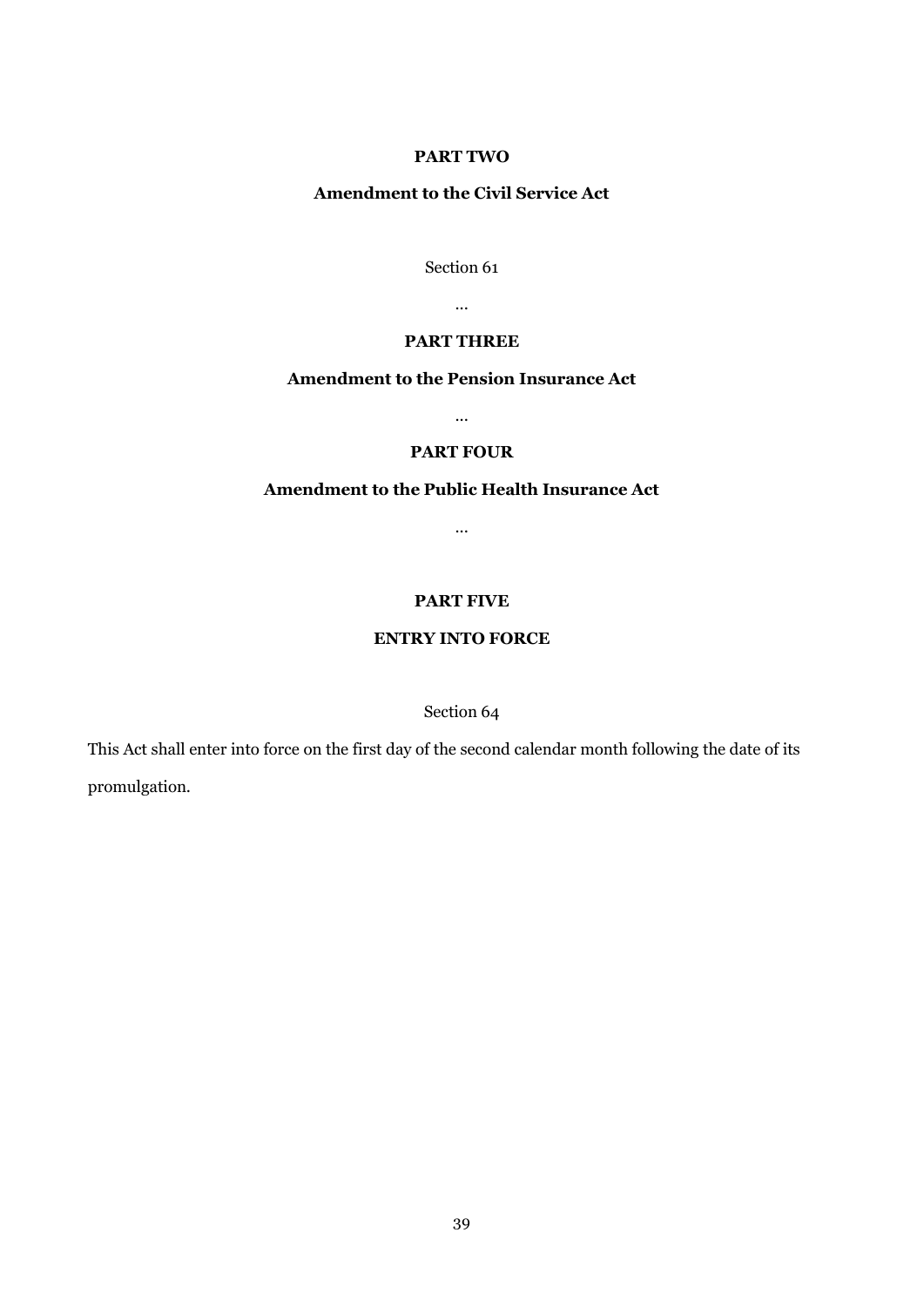## PART TWO

## Amendment to the Civil Service Act

Section 61

...

## PART THREE

## Amendment to the Pension Insurance Act

...

## PART FOUR

## Amendment to the Public Health Insurance Act

...

## PART FIVE

## ENTRY INTO FORCE

Section 64

This Act shall enter into force on the first day of the second calendar month following the date of its promulgation.